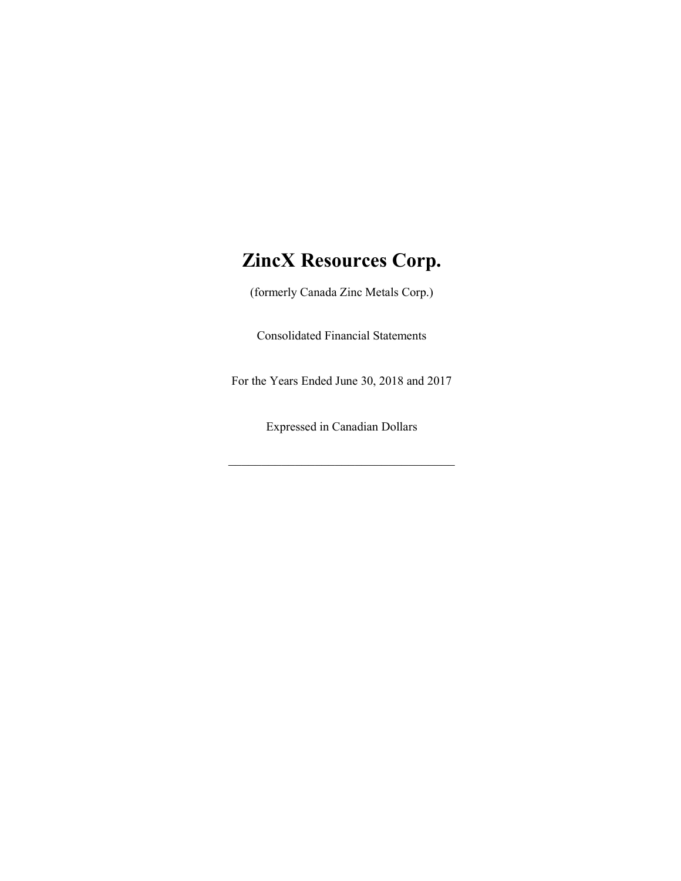# ZincX Resources Corp.

(formerly Canada Zinc Metals Corp.)

Consolidated Financial Statements

For the Years Ended June 30, 2018 and 2017

Expressed in Canadian Dollars

---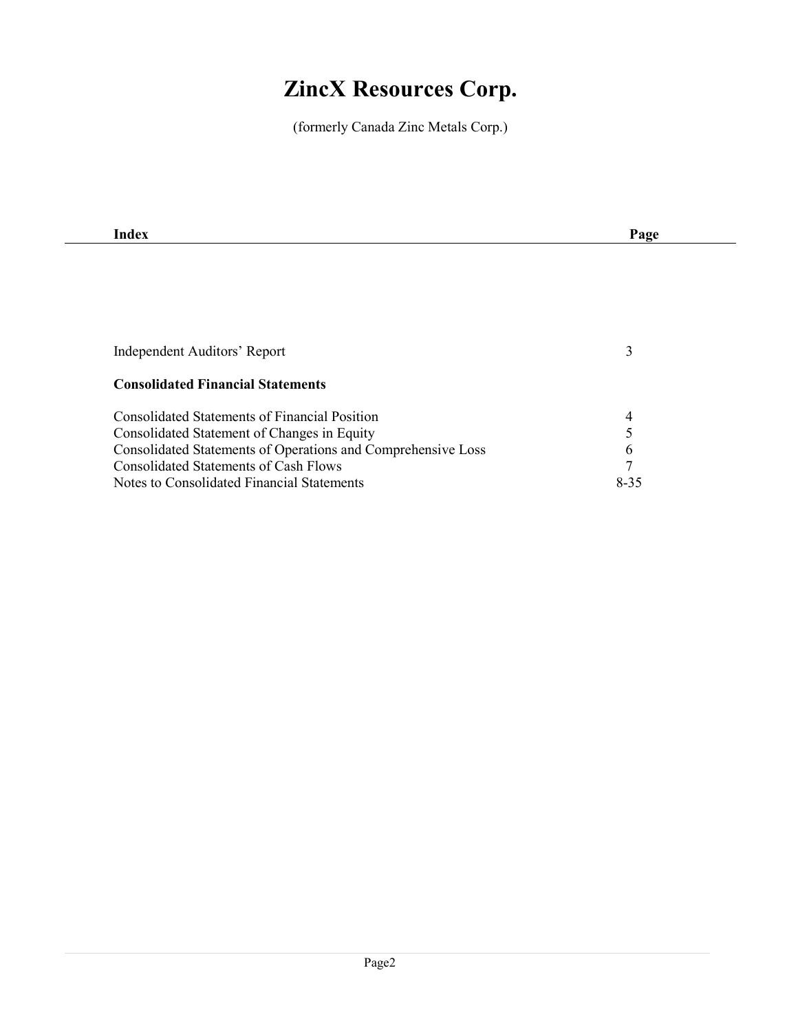# ZincX Resources Corp.

(formerly Canada Zinc Metals Corp.)

| Index | Page |
|---|---|
| Independent Auditors' Report | 3 |
| **Consolidated Financial Statements** | |
| Consolidated Statements of Financial Position | 4 |
| Consolidated Statement of Changes in Equity | 5 |
| Consolidated Statements of Operations and Comprehensive Loss | 6 |
| Consolidated Statements of Cash Flows | 7 |
| Notes to Consolidated Financial Statements | 8-35 |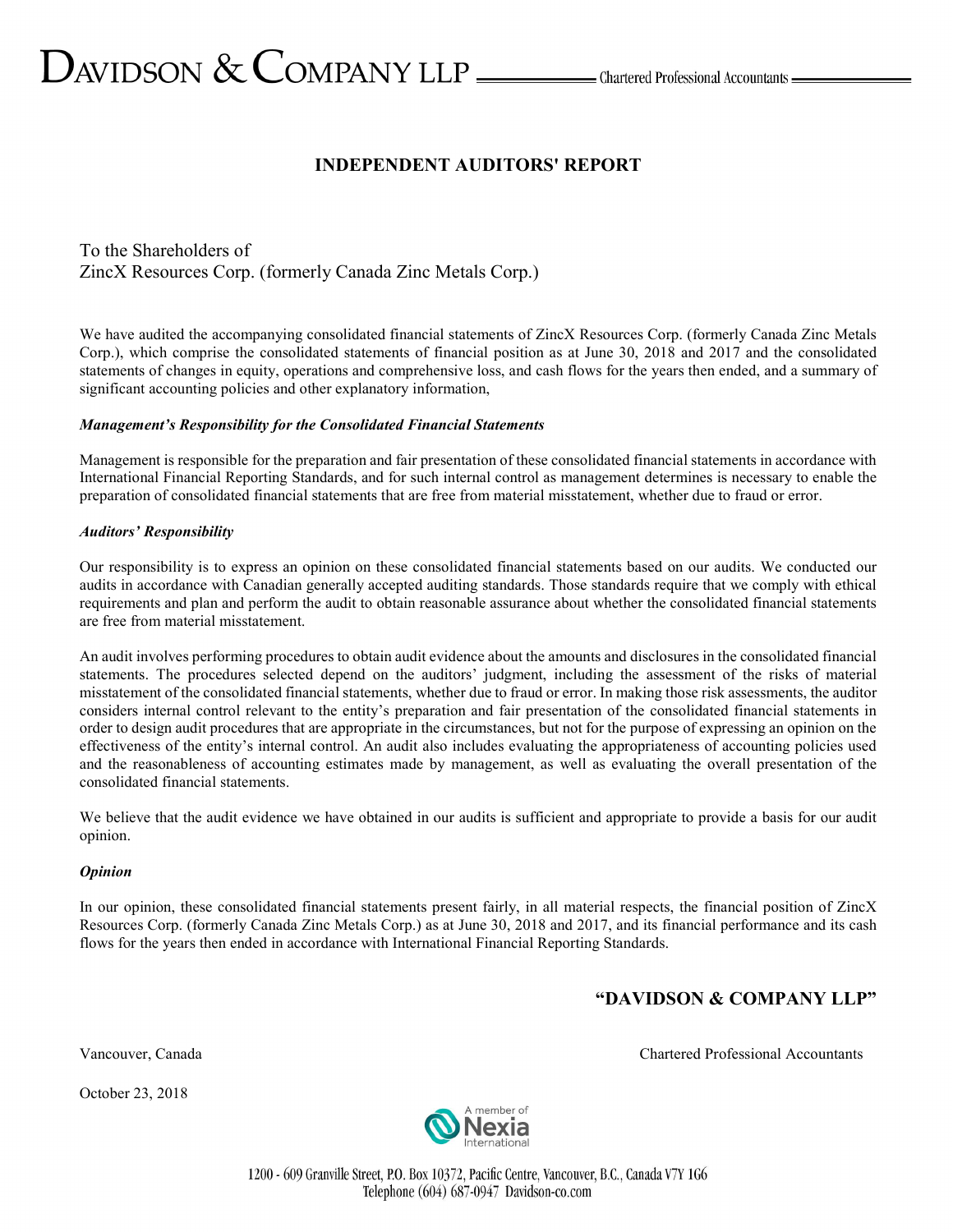# INDEPENDENT AUDITORS' REPORT

To the Shareholders of
ZincX Resources Corp. (formerly Canada Zinc Metals Corp.)

We have audited the accompanying consolidated financial statements of ZincX Resources Corp. (formerly Canada Zinc Metals Corp.), which comprise the consolidated statements of financial position as at June 30, 2018 and 2017 and the consolidated statements of changes in equity, operations and comprehensive loss, and cash flows for the years then ended, and a summary of significant accounting policies and other explanatory information,

***Management's Responsibility for the Consolidated Financial Statements***

Management is responsible for the preparation and fair presentation of these consolidated financial statements in accordance with International Financial Reporting Standards, and for such internal control as management determines is necessary to enable the preparation of consolidated financial statements that are free from material misstatement, whether due to fraud or error.

***Auditors' Responsibility***

Our responsibility is to express an opinion on these consolidated financial statements based on our audits. We conducted our audits in accordance with Canadian generally accepted auditing standards. Those standards require that we comply with ethical requirements and plan and perform the audit to obtain reasonable assurance about whether the consolidated financial statements are free from material misstatement.

An audit involves performing procedures to obtain audit evidence about the amounts and disclosures in the consolidated financial statements. The procedures selected depend on the auditors' judgment, including the assessment of the risks of material misstatement of the consolidated financial statements, whether due to fraud or error. In making those risk assessments, the auditor considers internal control relevant to the entity's preparation and fair presentation of the consolidated financial statements in order to design audit procedures that are appropriate in the circumstances, but not for the purpose of expressing an opinion on the effectiveness of the entity's internal control. An audit also includes evaluating the appropriateness of accounting policies used and the reasonableness of accounting estimates made by management, as well as evaluating the overall presentation of the consolidated financial statements.

We believe that the audit evidence we have obtained in our audits is sufficient and appropriate to provide a basis for our audit opinion.

***Opinion***

In our opinion, these consolidated financial statements present fairly, in all material respects, the financial position of ZincX Resources Corp. (formerly Canada Zinc Metals Corp.) as at June 30, 2018 and 2017, and its financial performance and its cash flows for the years then ended in accordance with International Financial Reporting Standards.

**"DAVIDSON & COMPANY LLP"**

Vancouver, Canada

Chartered Professional Accountants

October 23, 2018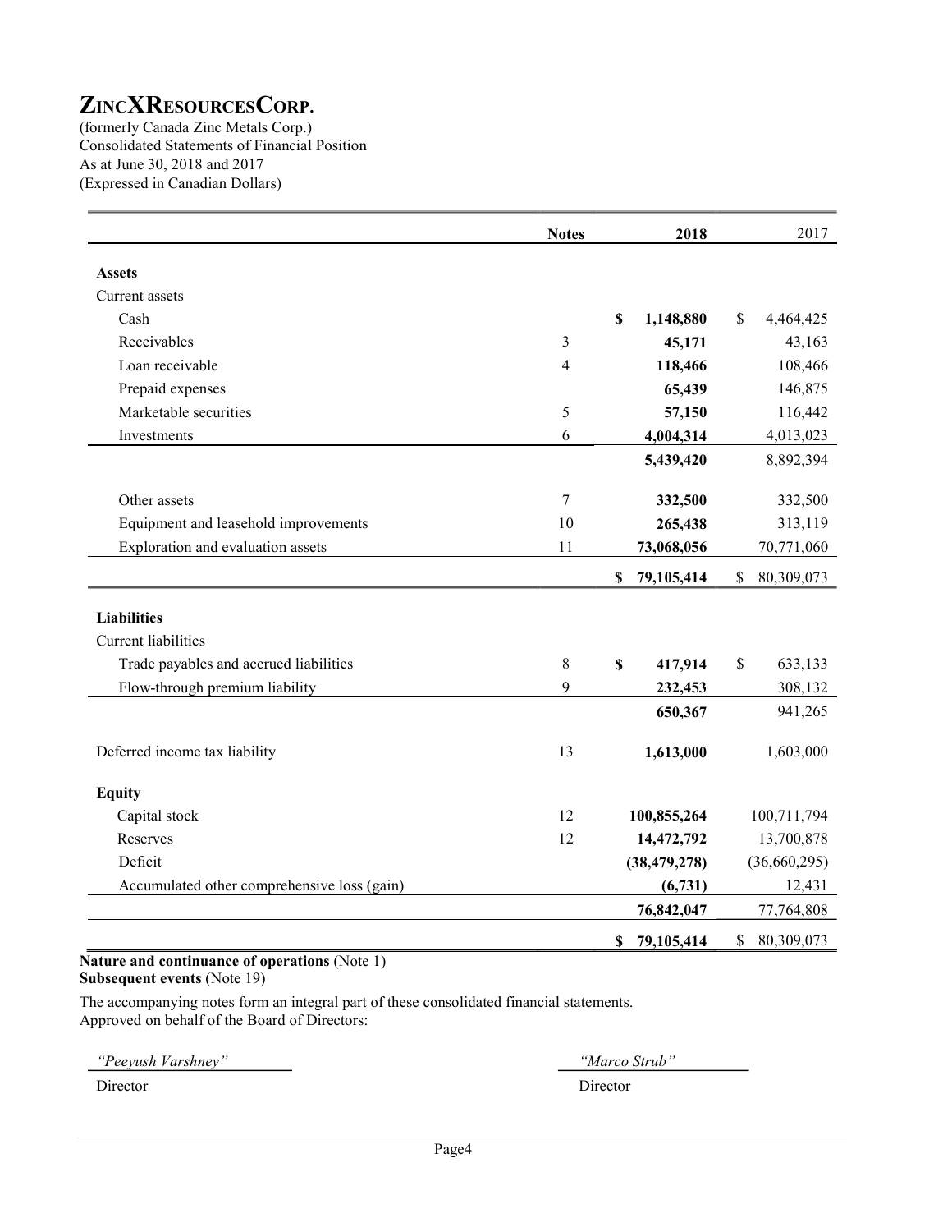# ZINCXRESOURCESCORP.

(formerly Canada Zinc Metals Corp.)
Consolidated Statements of Financial Position
As at June 30, 2018 and 2017
(Expressed in Canadian Dollars)

| | Notes | 2018 | 2017 |
|---|---|---|---|
| **Assets** | | | |
| Current assets | | | |
| Cash | | **$ 1,148,880** | $ 4,464,425 |
| Receivables | 3 | **45,171** | 43,163 |
| Loan receivable | 4 | **118,466** | 108,466 |
| Prepaid expenses | | **65,439** | 146,875 |
| Marketable securities | 5 | **57,150** | 116,442 |
| Investments | 6 | **4,004,314** | 4,013,023 |
| | | **5,439,420** | 8,892,394 |
| Other assets | 7 | **332,500** | 332,500 |
| Equipment and leasehold improvements | 10 | **265,438** | 313,119 |
| Exploration and evaluation assets | 11 | **73,068,056** | 70,771,060 |
| | | **$ 79,105,414** | $ 80,309,073 |
| **Liabilities** | | | |
| Current liabilities | | | |
| Trade payables and accrued liabilities | 8 | **$ 417,914** | $ 633,133 |
| Flow-through premium liability | 9 | **232,453** | 308,132 |
| | | **650,367** | 941,265 |
| Deferred income tax liability | 13 | **1,613,000** | 1,603,000 |
| **Equity** | | | |
| Capital stock | 12 | **100,855,264** | 100,711,794 |
| Reserves | 12 | **14,472,792** | 13,700,878 |
| Deficit | | **(38,479,278)** | (36,660,295) |
| Accumulated other comprehensive loss (gain) | | **(6,731)** | 12,431 |
| | | **76,842,047** | 77,764,808 |
| | | **$ 79,105,414** | $ 80,309,073 |

**Nature and continuance of operations** (Note 1)
**Subsequent events** (Note 19)

The accompanying notes form an integral part of these consolidated financial statements.
Approved on behalf of the Board of Directors:

*"Peeyush Varshney"* — Director

*"Marco Strub"* — Director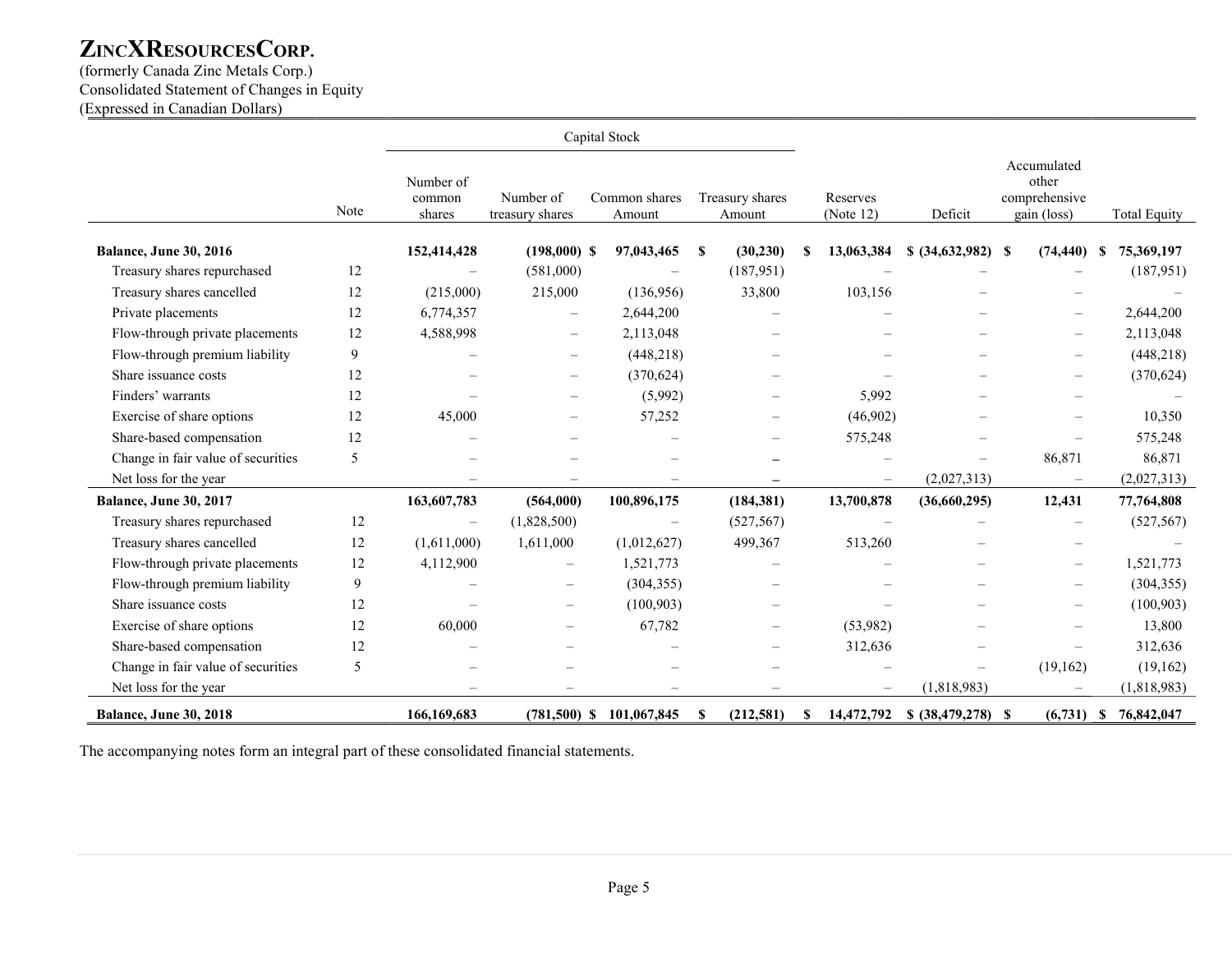# ZINCXRESOURCESCORP.

(formerly Canada Zinc Metals Corp.)
Consolidated Statement of Changes in Equity
(Expressed in Canadian Dollars)

| | Note | Capital Stock | | | | Reserves (Note 12) | Deficit | Accumulated other comprehensive gain (loss) | Total Equity |
|---|---|---|---|---|---|---|---|---|---|
| | | Number of common shares | Number of treasury shares | Common shares Amount | Treasury shares Amount | | | | |
| **Balance, June 30, 2016** | | **152,414,428** | **(198,000) $** | **97,043,465** | **$ (30,230)** | **$ 13,063,384** | **$ (34,632,982)** | **$ (74,440)** | **$ 75,369,197** |
| Treasury shares repurchased | 12 | – | (581,000) | – | (187,951) | – | – | – | (187,951) |
| Treasury shares cancelled | 12 | (215,000) | 215,000 | (136,956) | 33,800 | 103,156 | – | – | – |
| Private placements | 12 | 6,774,357 | – | 2,644,200 | – | – | – | – | 2,644,200 |
| Flow-through private placements | 12 | 4,588,998 | – | 2,113,048 | – | – | – | – | 2,113,048 |
| Flow-through premium liability | 9 | – | – | (448,218) | – | – | – | – | (448,218) |
| Share issuance costs | 12 | – | – | (370,624) | – | – | – | – | (370,624) |
| Finders' warrants | 12 | – | – | (5,992) | – | 5,992 | – | – | – |
| Exercise of share options | 12 | 45,000 | – | 57,252 | – | (46,902) | – | – | 10,350 |
| Share-based compensation | 12 | – | – | – | – | 575,248 | – | – | 575,248 |
| Change in fair value of securities | 5 | – | – | – | – | – | – | 86,871 | 86,871 |
| Net loss for the year | | – | – | – | – | – | (2,027,313) | – | (2,027,313) |
| **Balance, June 30, 2017** | | **163,607,783** | **(564,000)** | **100,896,175** | **(184,381)** | **13,700,878** | **(36,660,295)** | **12,431** | **77,764,808** |
| Treasury shares repurchased | 12 | – | (1,828,500) | – | (527,567) | – | – | – | (527,567) |
| Treasury shares cancelled | 12 | (1,611,000) | 1,611,000 | (1,012,627) | 499,367 | 513,260 | – | – | – |
| Flow-through private placements | 12 | 4,112,900 | – | 1,521,773 | – | – | – | – | 1,521,773 |
| Flow-through premium liability | 9 | – | – | (304,355) | – | – | – | – | (304,355) |
| Share issuance costs | 12 | – | – | (100,903) | – | – | – | – | (100,903) |
| Exercise of share options | 12 | 60,000 | – | 67,782 | – | (53,982) | – | – | 13,800 |
| Share-based compensation | 12 | – | – | – | – | 312,636 | – | – | 312,636 |
| Change in fair value of securities | 5 | – | – | – | – | – | – | (19,162) | (19,162) |
| Net loss for the year | | – | – | – | – | – | (1,818,983) | – | (1,818,983) |
| **Balance, June 30, 2018** | | **166,169,683** | **(781,500) $** | **101,067,845** | **$ (212,581)** | **$ 14,472,792** | **$ (38,479,278)** | **$ (6,731)** | **$ 76,842,047** |

The accompanying notes form an integral part of these consolidated financial statements.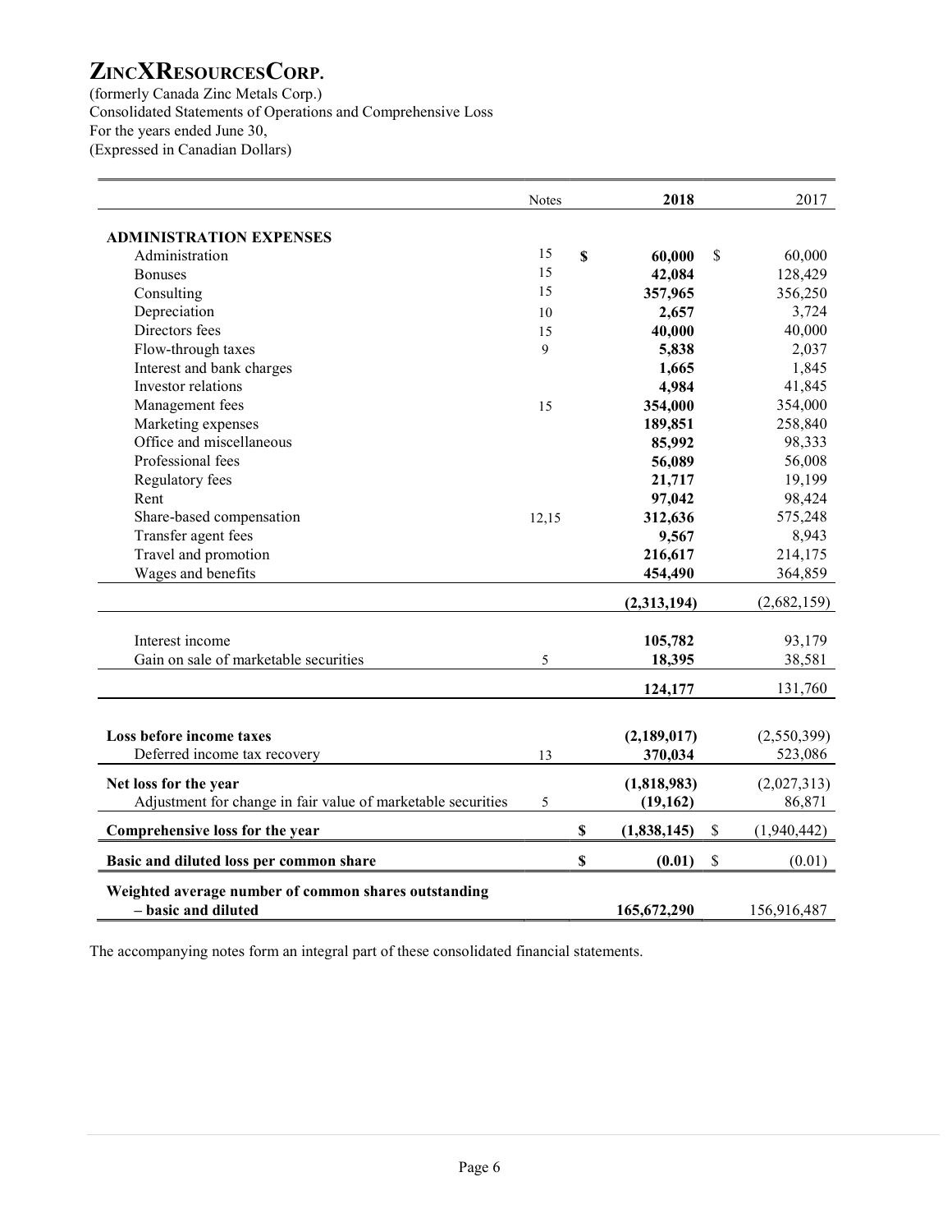# ZINCXRESOURCESCORP.

(formerly Canada Zinc Metals Corp.)
Consolidated Statements of Operations and Comprehensive Loss
For the years ended June 30,
(Expressed in Canadian Dollars)

| | Notes | 2018 | 2017 |
|---|---|---|---|
| **ADMINISTRATION EXPENSES** | | | |
| Administration | 15 | **$ 60,000** | $ 60,000 |
| Bonuses | 15 | **42,084** | 128,429 |
| Consulting | 15 | **357,965** | 356,250 |
| Depreciation | 10 | **2,657** | 3,724 |
| Directors fees | 15 | **40,000** | 40,000 |
| Flow-through taxes | 9 | **5,838** | 2,037 |
| Interest and bank charges | | **1,665** | 1,845 |
| Investor relations | | **4,984** | 41,845 |
| Management fees | 15 | **354,000** | 354,000 |
| Marketing expenses | | **189,851** | 258,840 |
| Office and miscellaneous | | **85,992** | 98,333 |
| Professional fees | | **56,089** | 56,008 |
| Regulatory fees | | **21,717** | 19,199 |
| Rent | | **97,042** | 98,424 |
| Share-based compensation | 12,15 | **312,636** | 575,248 |
| Transfer agent fees | | **9,567** | 8,943 |
| Travel and promotion | | **216,617** | 214,175 |
| Wages and benefits | | **454,490** | 364,859 |
| | | **(2,313,194)** | (2,682,159) |
| Interest income | | **105,782** | 93,179 |
| Gain on sale of marketable securities | 5 | **18,395** | 38,581 |
| | | **124,177** | 131,760 |
| **Loss before income taxes** | | **(2,189,017)** | (2,550,399) |
| Deferred income tax recovery | 13 | **370,034** | 523,086 |
| **Net loss for the year** | | **(1,818,983)** | (2,027,313) |
| Adjustment for change in fair value of marketable securities | 5 | **(19,162)** | 86,871 |
| **Comprehensive loss for the year** | | **$ (1,838,145)** | $ (1,940,442) |
| **Basic and diluted loss per common share** | | **$ (0.01)** | $ (0.01) |
| **Weighted average number of common shares outstanding – basic and diluted** | | **165,672,290** | 156,916,487 |

The accompanying notes form an integral part of these consolidated financial statements.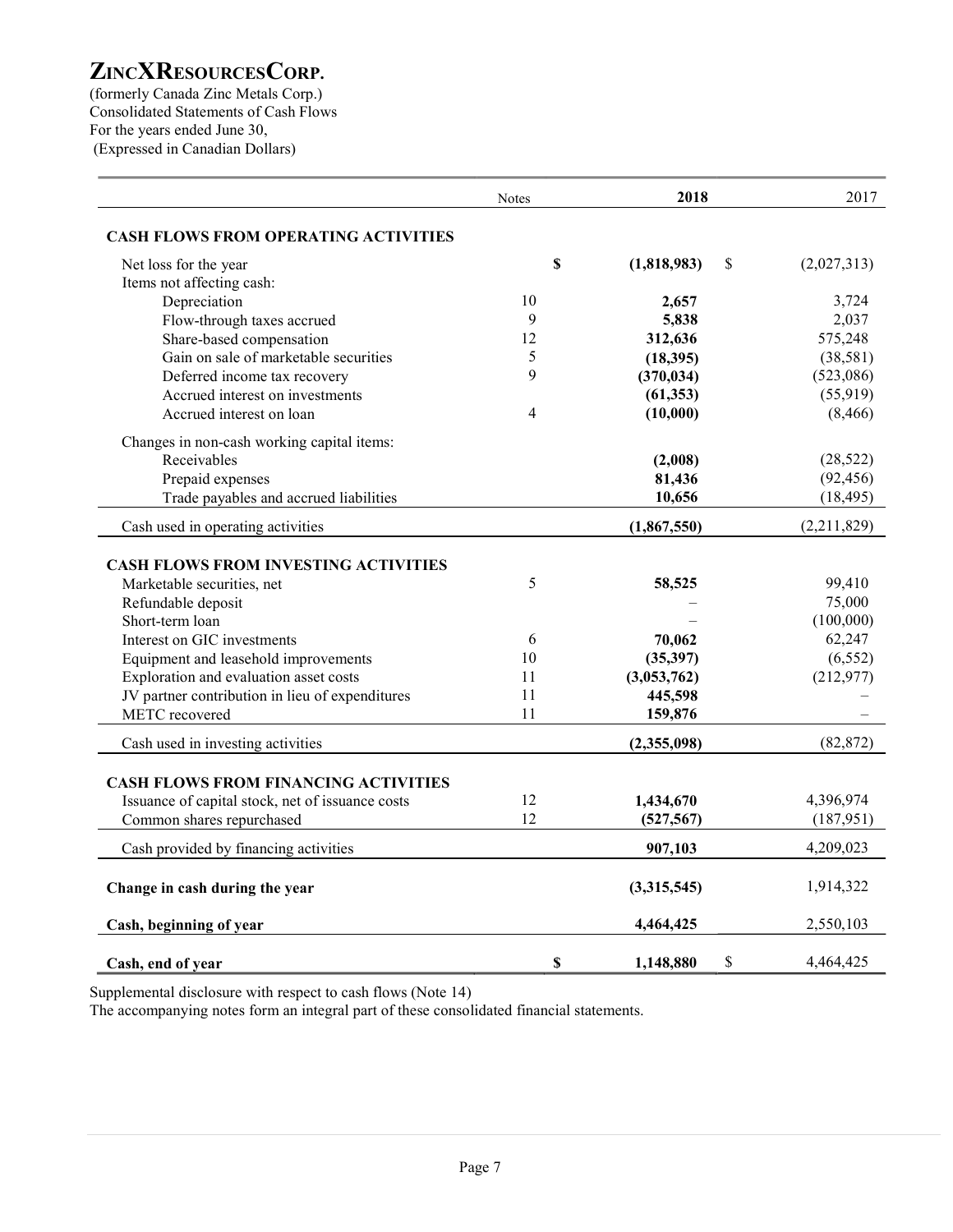# ZINCXRESOURCESCORP.

(formerly Canada Zinc Metals Corp.)
Consolidated Statements of Cash Flows
For the years ended June 30,
(Expressed in Canadian Dollars)

| | Notes | 2018 | 2017 |
|---|---|---|---|
| **CASH FLOWS FROM OPERATING ACTIVITIES** | | | |
| Net loss for the year | | $ **(1,818,983)** | $ (2,027,313) |
| Items not affecting cash: | | | |
| Depreciation | 10 | **2,657** | 3,724 |
| Flow-through taxes accrued | 9 | **5,838** | 2,037 |
| Share-based compensation | 12 | **312,636** | 575,248 |
| Gain on sale of marketable securities | 5 | **(18,395)** | (38,581) |
| Deferred income tax recovery | 9 | **(370,034)** | (523,086) |
| Accrued interest on investments | | **(61,353)** | (55,919) |
| Accrued interest on loan | 4 | **(10,000)** | (8,466) |
| Changes in non-cash working capital items: | | | |
| Receivables | | **(2,008)** | (28,522) |
| Prepaid expenses | | **81,436** | (92,456) |
| Trade payables and accrued liabilities | | **10,656** | (18,495) |
| Cash used in operating activities | | **(1,867,550)** | (2,211,829) |
| **CASH FLOWS FROM INVESTING ACTIVITIES** | | | |
| Marketable securities, net | 5 | **58,525** | 99,410 |
| Refundable deposit | | – | 75,000 |
| Short-term loan | | – | (100,000) |
| Interest on GIC investments | 6 | **70,062** | 62,247 |
| Equipment and leasehold improvements | 10 | **(35,397)** | (6,552) |
| Exploration and evaluation asset costs | 11 | **(3,053,762)** | (212,977) |
| JV partner contribution in lieu of expenditures | 11 | **445,598** | – |
| METC recovered | 11 | **159,876** | – |
| Cash used in investing activities | | **(2,355,098)** | (82,872) |
| **CASH FLOWS FROM FINANCING ACTIVITIES** | | | |
| Issuance of capital stock, net of issuance costs | 12 | **1,434,670** | 4,396,974 |
| Common shares repurchased | 12 | **(527,567)** | (187,951) |
| Cash provided by financing activities | | **907,103** | 4,209,023 |
| **Change in cash during the year** | | **(3,315,545)** | 1,914,322 |
| **Cash, beginning of year** | | **4,464,425** | 2,550,103 |
| **Cash, end of year** | | $ **1,148,880** | $ 4,464,425 |

Supplemental disclosure with respect to cash flows (Note 14)
The accompanying notes form an integral part of these consolidated financial statements.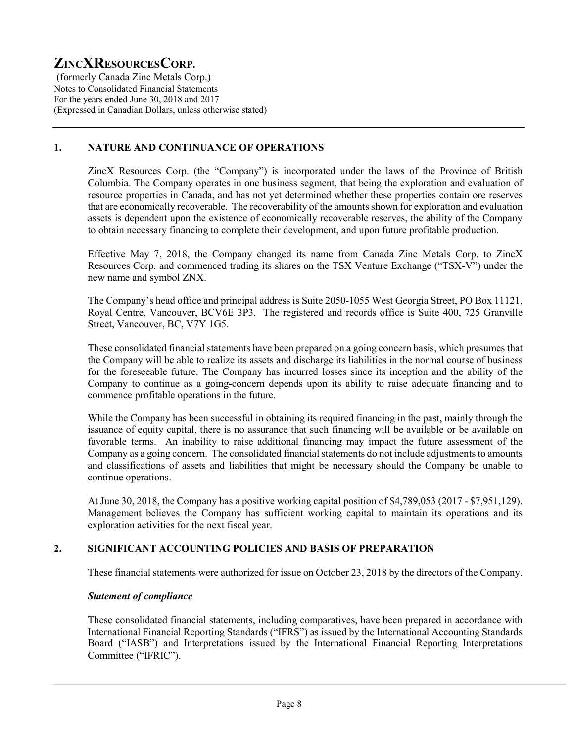# ZINCXRESOURCESCORP.

(formerly Canada Zinc Metals Corp.)
Notes to Consolidated Financial Statements
For the years ended June 30, 2018 and 2017
(Expressed in Canadian Dollars, unless otherwise stated)

## 1. NATURE AND CONTINUANCE OF OPERATIONS

ZincX Resources Corp. (the "Company") is incorporated under the laws of the Province of British Columbia. The Company operates in one business segment, that being the exploration and evaluation of resource properties in Canada, and has not yet determined whether these properties contain ore reserves that are economically recoverable. The recoverability of the amounts shown for exploration and evaluation assets is dependent upon the existence of economically recoverable reserves, the ability of the Company to obtain necessary financing to complete their development, and upon future profitable production.

Effective May 7, 2018, the Company changed its name from Canada Zinc Metals Corp. to ZincX Resources Corp. and commenced trading its shares on the TSX Venture Exchange ("TSX-V") under the new name and symbol ZNX.

The Company's head office and principal address is Suite 2050-1055 West Georgia Street, PO Box 11121, Royal Centre, Vancouver, BCV6E 3P3. The registered and records office is Suite 400, 725 Granville Street, Vancouver, BC, V7Y 1G5.

These consolidated financial statements have been prepared on a going concern basis, which presumes that the Company will be able to realize its assets and discharge its liabilities in the normal course of business for the foreseeable future. The Company has incurred losses since its inception and the ability of the Company to continue as a going-concern depends upon its ability to raise adequate financing and to commence profitable operations in the future.

While the Company has been successful in obtaining its required financing in the past, mainly through the issuance of equity capital, there is no assurance that such financing will be available or be available on favorable terms. An inability to raise additional financing may impact the future assessment of the Company as a going concern. The consolidated financial statements do not include adjustments to amounts and classifications of assets and liabilities that might be necessary should the Company be unable to continue operations.

At June 30, 2018, the Company has a positive working capital position of $4,789,053 (2017 - $7,951,129). Management believes the Company has sufficient working capital to maintain its operations and its exploration activities for the next fiscal year.

## 2. SIGNIFICANT ACCOUNTING POLICIES AND BASIS OF PREPARATION

These financial statements were authorized for issue on October 23, 2018 by the directors of the Company.

### *Statement of compliance*

These consolidated financial statements, including comparatives, have been prepared in accordance with International Financial Reporting Standards ("IFRS") as issued by the International Accounting Standards Board ("IASB") and Interpretations issued by the International Financial Reporting Interpretations Committee ("IFRIC").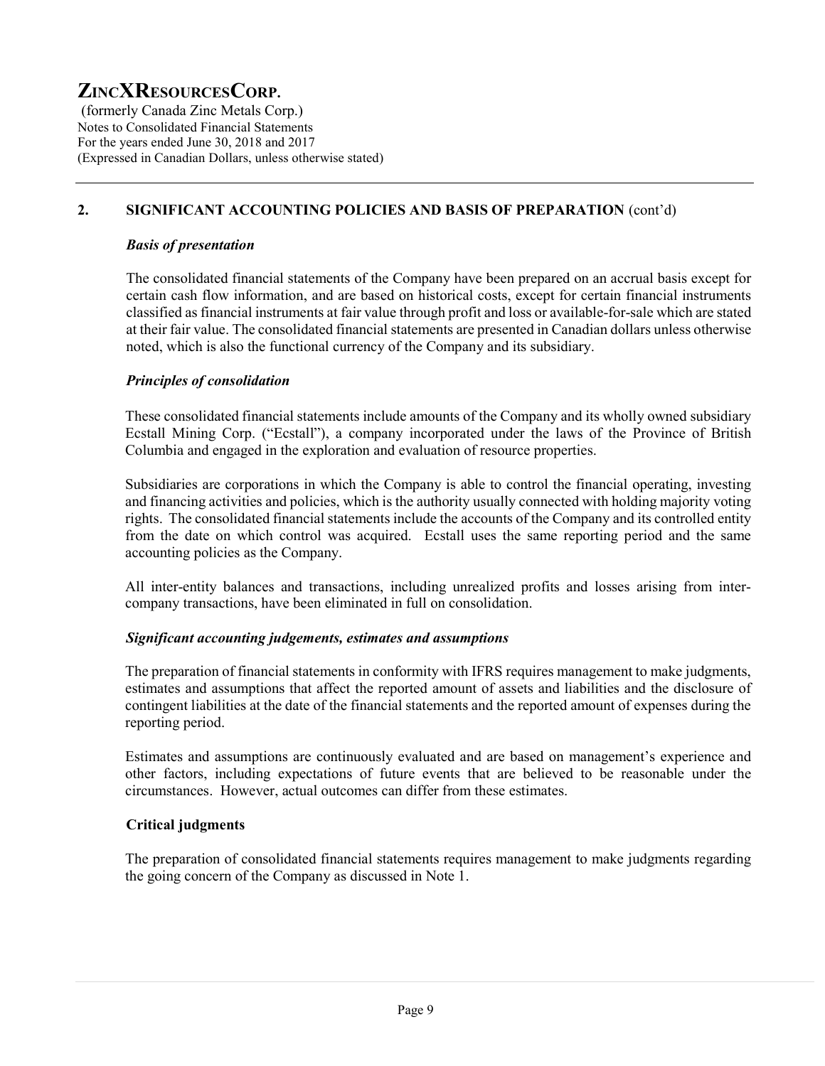## 2. SIGNIFICANT ACCOUNTING POLICIES AND BASIS OF PREPARATION (cont'd)

### *Basis of presentation*

The consolidated financial statements of the Company have been prepared on an accrual basis except for certain cash flow information, and are based on historical costs, except for certain financial instruments classified as financial instruments at fair value through profit and loss or available-for-sale which are stated at their fair value. The consolidated financial statements are presented in Canadian dollars unless otherwise noted, which is also the functional currency of the Company and its subsidiary.

### *Principles of consolidation*

These consolidated financial statements include amounts of the Company and its wholly owned subsidiary Ecstall Mining Corp. ("Ecstall"), a company incorporated under the laws of the Province of British Columbia and engaged in the exploration and evaluation of resource properties.

Subsidiaries are corporations in which the Company is able to control the financial operating, investing and financing activities and policies, which is the authority usually connected with holding majority voting rights. The consolidated financial statements include the accounts of the Company and its controlled entity from the date on which control was acquired. Ecstall uses the same reporting period and the same accounting policies as the Company.

All inter-entity balances and transactions, including unrealized profits and losses arising from inter-company transactions, have been eliminated in full on consolidation.

### *Significant accounting judgements, estimates and assumptions*

The preparation of financial statements in conformity with IFRS requires management to make judgments, estimates and assumptions that affect the reported amount of assets and liabilities and the disclosure of contingent liabilities at the date of the financial statements and the reported amount of expenses during the reporting period.

Estimates and assumptions are continuously evaluated and are based on management's experience and other factors, including expectations of future events that are believed to be reasonable under the circumstances. However, actual outcomes can differ from these estimates.

### **Critical judgments**

The preparation of consolidated financial statements requires management to make judgments regarding the going concern of the Company as discussed in Note 1.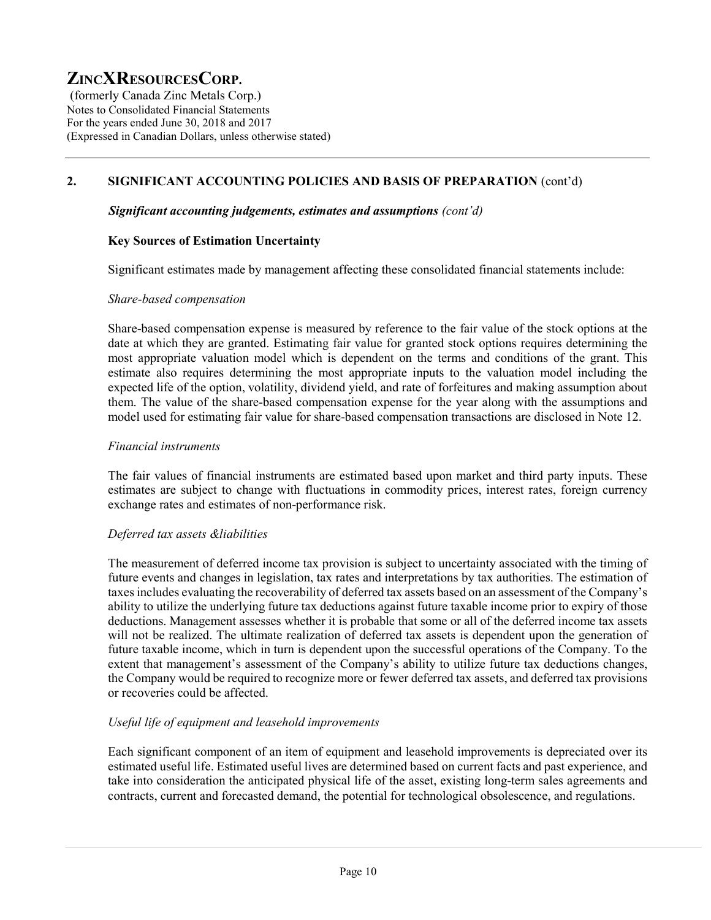## 2. SIGNIFICANT ACCOUNTING POLICIES AND BASIS OF PREPARATION (cont'd)

***Significant accounting judgements, estimates and assumptions** (cont'd)*

### Key Sources of Estimation Uncertainty

Significant estimates made by management affecting these consolidated financial statements include:

*Share-based compensation*

Share-based compensation expense is measured by reference to the fair value of the stock options at the date at which they are granted. Estimating fair value for granted stock options requires determining the most appropriate valuation model which is dependent on the terms and conditions of the grant. This estimate also requires determining the most appropriate inputs to the valuation model including the expected life of the option, volatility, dividend yield, and rate of forfeitures and making assumption about them. The value of the share-based compensation expense for the year along with the assumptions and model used for estimating fair value for share-based compensation transactions are disclosed in Note 12.

*Financial instruments*

The fair values of financial instruments are estimated based upon market and third party inputs. These estimates are subject to change with fluctuations in commodity prices, interest rates, foreign currency exchange rates and estimates of non-performance risk.

*Deferred tax assets &liabilities*

The measurement of deferred income tax provision is subject to uncertainty associated with the timing of future events and changes in legislation, tax rates and interpretations by tax authorities. The estimation of taxes includes evaluating the recoverability of deferred tax assets based on an assessment of the Company's ability to utilize the underlying future tax deductions against future taxable income prior to expiry of those deductions. Management assesses whether it is probable that some or all of the deferred income tax assets will not be realized. The ultimate realization of deferred tax assets is dependent upon the generation of future taxable income, which in turn is dependent upon the successful operations of the Company. To the extent that management's assessment of the Company's ability to utilize future tax deductions changes, the Company would be required to recognize more or fewer deferred tax assets, and deferred tax provisions or recoveries could be affected.

*Useful life of equipment and leasehold improvements*

Each significant component of an item of equipment and leasehold improvements is depreciated over its estimated useful life. Estimated useful lives are determined based on current facts and past experience, and take into consideration the anticipated physical life of the asset, existing long-term sales agreements and contracts, current and forecasted demand, the potential for technological obsolescence, and regulations.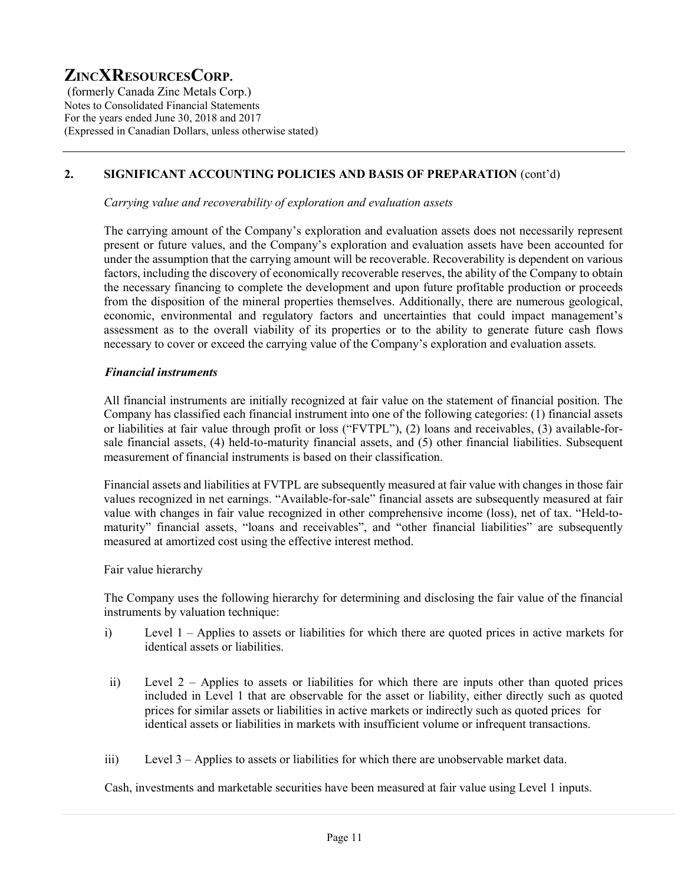## 2. SIGNIFICANT ACCOUNTING POLICIES AND BASIS OF PREPARATION (cont'd)

*Carrying value and recoverability of exploration and evaluation assets*

The carrying amount of the Company's exploration and evaluation assets does not necessarily represent present or future values, and the Company's exploration and evaluation assets have been accounted for under the assumption that the carrying amount will be recoverable. Recoverability is dependent on various factors, including the discovery of economically recoverable reserves, the ability of the Company to obtain the necessary financing to complete the development and upon future profitable production or proceeds from the disposition of the mineral properties themselves. Additionally, there are numerous geological, economic, environmental and regulatory factors and uncertainties that could impact management's assessment as to the overall viability of its properties or to the ability to generate future cash flows necessary to cover or exceed the carrying value of the Company's exploration and evaluation assets.

***Financial instruments***

All financial instruments are initially recognized at fair value on the statement of financial position. The Company has classified each financial instrument into one of the following categories: (1) financial assets or liabilities at fair value through profit or loss ("FVTPL"), (2) loans and receivables, (3) available-for-sale financial assets, (4) held-to-maturity financial assets, and (5) other financial liabilities. Subsequent measurement of financial instruments is based on their classification.

Financial assets and liabilities at FVTPL are subsequently measured at fair value with changes in those fair values recognized in net earnings. "Available-for-sale" financial assets are subsequently measured at fair value with changes in fair value recognized in other comprehensive income (loss), net of tax. "Held-to-maturity" financial assets, "loans and receivables", and "other financial liabilities" are subsequently measured at amortized cost using the effective interest method.

Fair value hierarchy

The Company uses the following hierarchy for determining and disclosing the fair value of the financial instruments by valuation technique:

i) Level 1 – Applies to assets or liabilities for which there are quoted prices in active markets for identical assets or liabilities.

ii) Level 2 – Applies to assets or liabilities for which there are inputs other than quoted prices included in Level 1 that are observable for the asset or liability, either directly such as quoted prices for similar assets or liabilities in active markets or indirectly such as quoted prices for identical assets or liabilities in markets with insufficient volume or infrequent transactions.

iii) Level 3 – Applies to assets or liabilities for which there are unobservable market data.

Cash, investments and marketable securities have been measured at fair value using Level 1 inputs.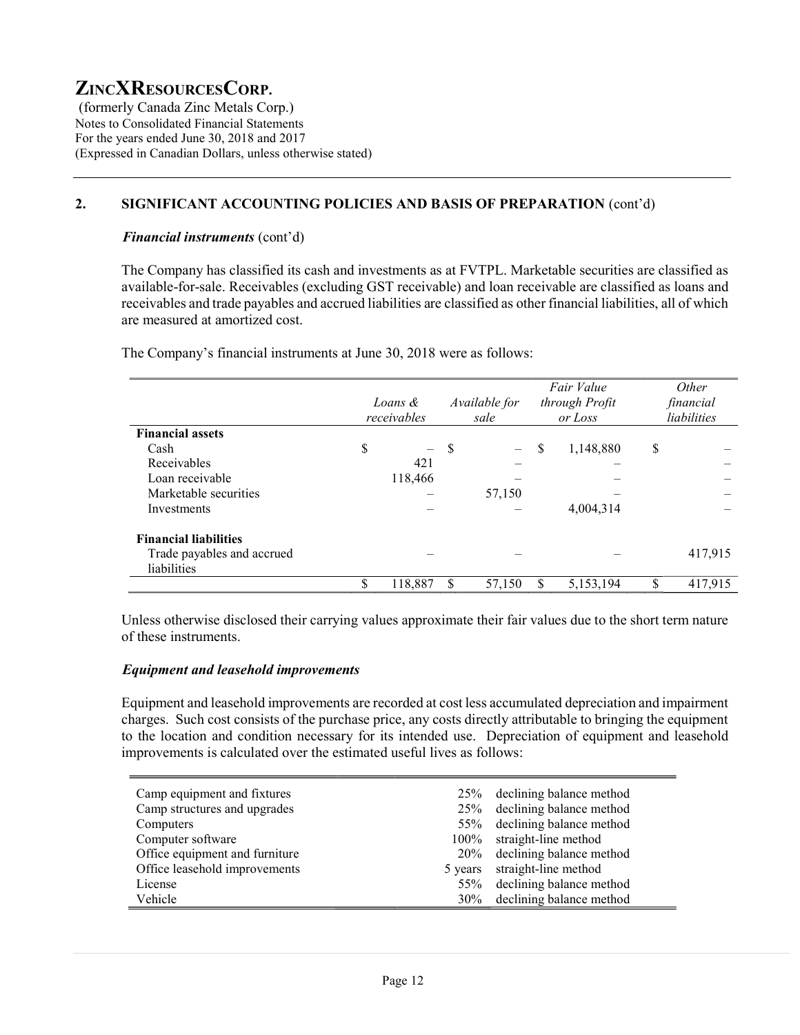## 2. SIGNIFICANT ACCOUNTING POLICIES AND BASIS OF PREPARATION (cont'd)

### *Financial instruments* (cont'd)

The Company has classified its cash and investments as at FVTPL. Marketable securities are classified as available-for-sale. Receivables (excluding GST receivable) and loan receivable are classified as loans and receivables and trade payables and accrued liabilities are classified as other financial liabilities, all of which are measured at amortized cost.

The Company's financial instruments at June 30, 2018 were as follows:

| | *Loans & receivables* | *Available for sale* | *Fair Value through Profit or Loss* | *Other financial liabilities* |
|---|---|---|---|---|
| **Financial assets** | | | | |
| Cash | $ – | $ – | $ 1,148,880 | $ – |
| Receivables | 421 | – | – | – |
| Loan receivable | 118,466 | – | – | – |
| Marketable securities | – | 57,150 | – | – |
| Investments | – | – | 4,004,314 | – |
| **Financial liabilities** | | | | |
| Trade payables and accrued liabilities | – | – | – | 417,915 |
| | $ 118,887 | $ 57,150 | $ 5,153,194 | $ 417,915 |

Unless otherwise disclosed their carrying values approximate their fair values due to the short term nature of these instruments.

### *Equipment and leasehold improvements*

Equipment and leasehold improvements are recorded at cost less accumulated depreciation and impairment charges. Such cost consists of the purchase price, any costs directly attributable to bringing the equipment to the location and condition necessary for its intended use. Depreciation of equipment and leasehold improvements is calculated over the estimated useful lives as follows:

| | | |
|---|---|---|
| Camp equipment and fixtures | 25% | declining balance method |
| Camp structures and upgrades | 25% | declining balance method |
| Computers | 55% | declining balance method |
| Computer software | 100% | straight-line method |
| Office equipment and furniture | 20% | declining balance method |
| Office leasehold improvements | 5 years | straight-line method |
| License | 55% | declining balance method |
| Vehicle | 30% | declining balance method |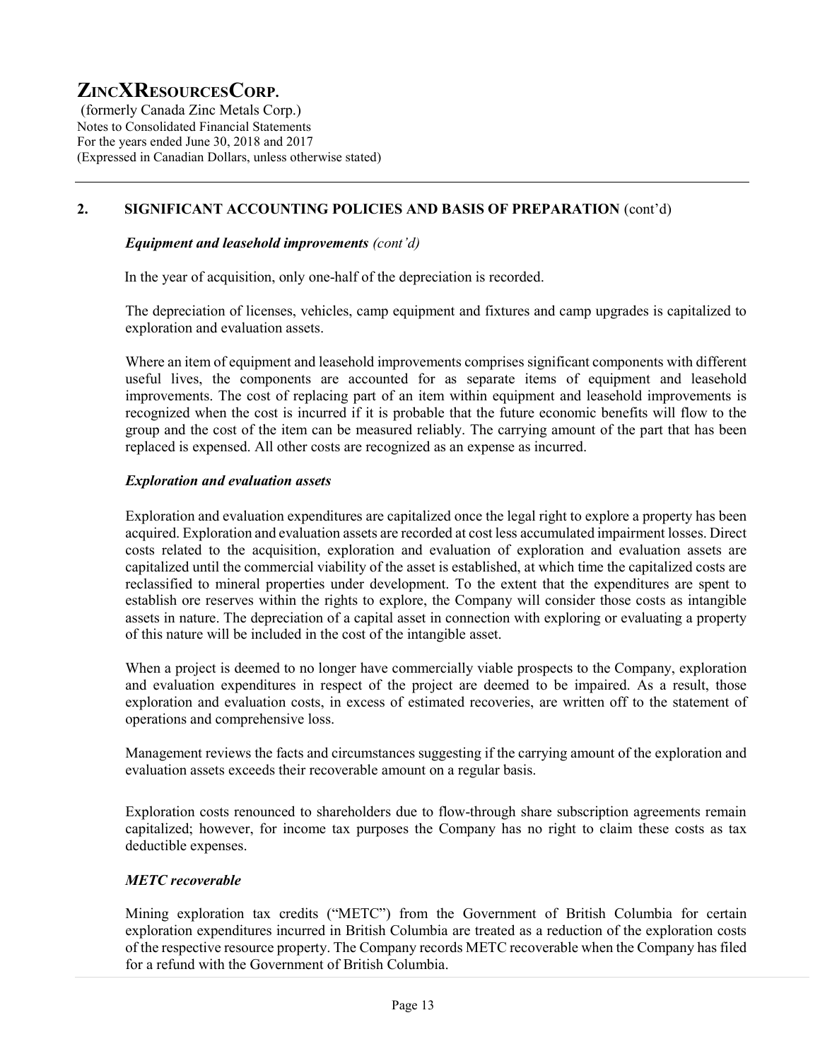## 2. SIGNIFICANT ACCOUNTING POLICIES AND BASIS OF PREPARATION (cont'd)

### *Equipment and leasehold improvements (cont'd)*

In the year of acquisition, only one-half of the depreciation is recorded.

The depreciation of licenses, vehicles, camp equipment and fixtures and camp upgrades is capitalized to exploration and evaluation assets.

Where an item of equipment and leasehold improvements comprises significant components with different useful lives, the components are accounted for as separate items of equipment and leasehold improvements. The cost of replacing part of an item within equipment and leasehold improvements is recognized when the cost is incurred if it is probable that the future economic benefits will flow to the group and the cost of the item can be measured reliably. The carrying amount of the part that has been replaced is expensed. All other costs are recognized as an expense as incurred.

### *Exploration and evaluation assets*

Exploration and evaluation expenditures are capitalized once the legal right to explore a property has been acquired. Exploration and evaluation assets are recorded at cost less accumulated impairment losses. Direct costs related to the acquisition, exploration and evaluation of exploration and evaluation assets are capitalized until the commercial viability of the asset is established, at which time the capitalized costs are reclassified to mineral properties under development. To the extent that the expenditures are spent to establish ore reserves within the rights to explore, the Company will consider those costs as intangible assets in nature. The depreciation of a capital asset in connection with exploring or evaluating a property of this nature will be included in the cost of the intangible asset.

When a project is deemed to no longer have commercially viable prospects to the Company, exploration and evaluation expenditures in respect of the project are deemed to be impaired. As a result, those exploration and evaluation costs, in excess of estimated recoveries, are written off to the statement of operations and comprehensive loss.

Management reviews the facts and circumstances suggesting if the carrying amount of the exploration and evaluation assets exceeds their recoverable amount on a regular basis.

Exploration costs renounced to shareholders due to flow-through share subscription agreements remain capitalized; however, for income tax purposes the Company has no right to claim these costs as tax deductible expenses.

### *METC recoverable*

Mining exploration tax credits ("METC") from the Government of British Columbia for certain exploration expenditures incurred in British Columbia are treated as a reduction of the exploration costs of the respective resource property. The Company records METC recoverable when the Company has filed for a refund with the Government of British Columbia.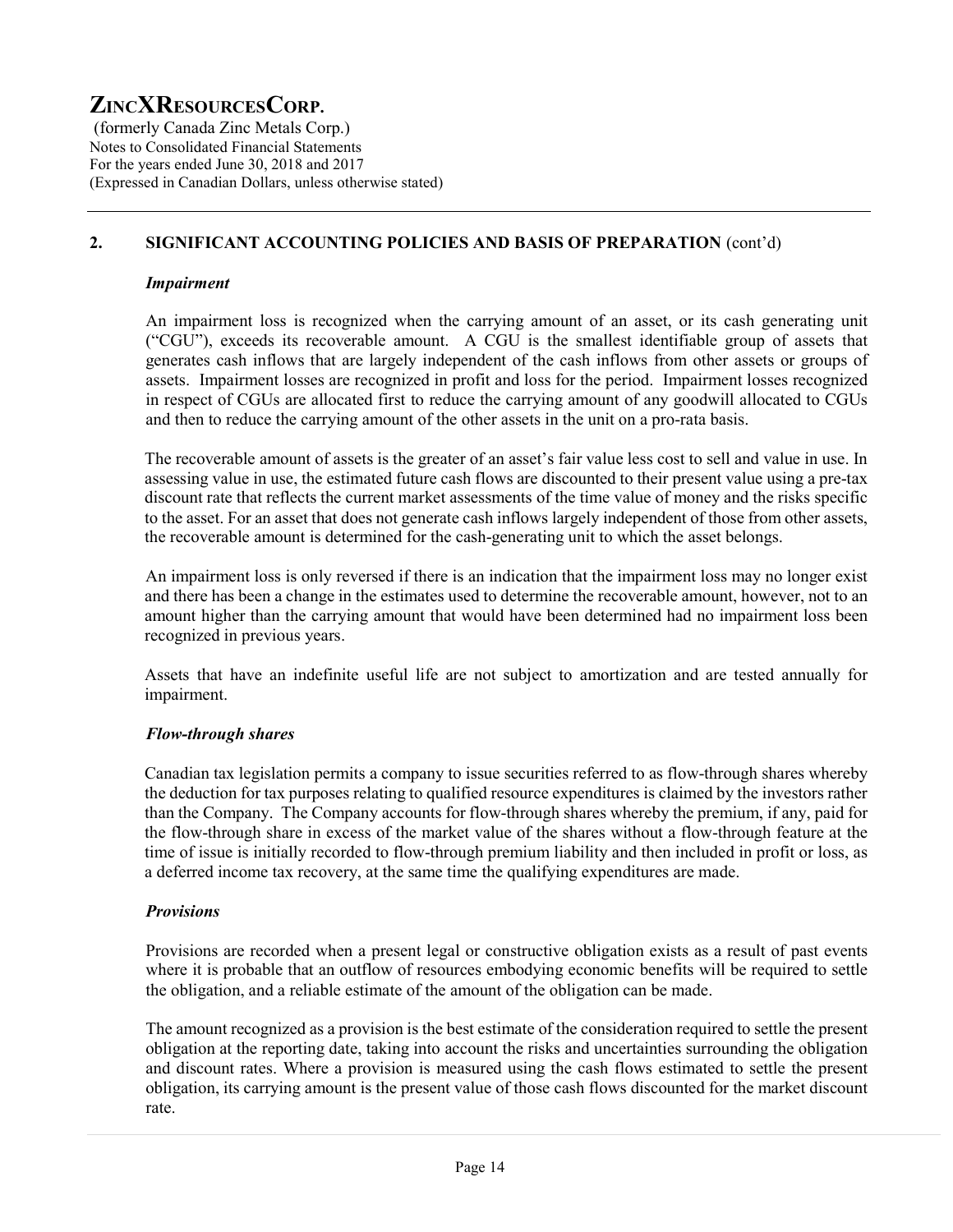## 2. SIGNIFICANT ACCOUNTING POLICIES AND BASIS OF PREPARATION (cont'd)

### *Impairment*

An impairment loss is recognized when the carrying amount of an asset, or its cash generating unit ("CGU"), exceeds its recoverable amount. A CGU is the smallest identifiable group of assets that generates cash inflows that are largely independent of the cash inflows from other assets or groups of assets. Impairment losses are recognized in profit and loss for the period. Impairment losses recognized in respect of CGUs are allocated first to reduce the carrying amount of any goodwill allocated to CGUs and then to reduce the carrying amount of the other assets in the unit on a pro-rata basis.

The recoverable amount of assets is the greater of an asset's fair value less cost to sell and value in use. In assessing value in use, the estimated future cash flows are discounted to their present value using a pre-tax discount rate that reflects the current market assessments of the time value of money and the risks specific to the asset. For an asset that does not generate cash inflows largely independent of those from other assets, the recoverable amount is determined for the cash-generating unit to which the asset belongs.

An impairment loss is only reversed if there is an indication that the impairment loss may no longer exist and there has been a change in the estimates used to determine the recoverable amount, however, not to an amount higher than the carrying amount that would have been determined had no impairment loss been recognized in previous years.

Assets that have an indefinite useful life are not subject to amortization and are tested annually for impairment.

### *Flow-through shares*

Canadian tax legislation permits a company to issue securities referred to as flow-through shares whereby the deduction for tax purposes relating to qualified resource expenditures is claimed by the investors rather than the Company. The Company accounts for flow-through shares whereby the premium, if any, paid for the flow-through share in excess of the market value of the shares without a flow-through feature at the time of issue is initially recorded to flow-through premium liability and then included in profit or loss, as a deferred income tax recovery, at the same time the qualifying expenditures are made.

### *Provisions*

Provisions are recorded when a present legal or constructive obligation exists as a result of past events where it is probable that an outflow of resources embodying economic benefits will be required to settle the obligation, and a reliable estimate of the amount of the obligation can be made.

The amount recognized as a provision is the best estimate of the consideration required to settle the present obligation at the reporting date, taking into account the risks and uncertainties surrounding the obligation and discount rates. Where a provision is measured using the cash flows estimated to settle the present obligation, its carrying amount is the present value of those cash flows discounted for the market discount rate.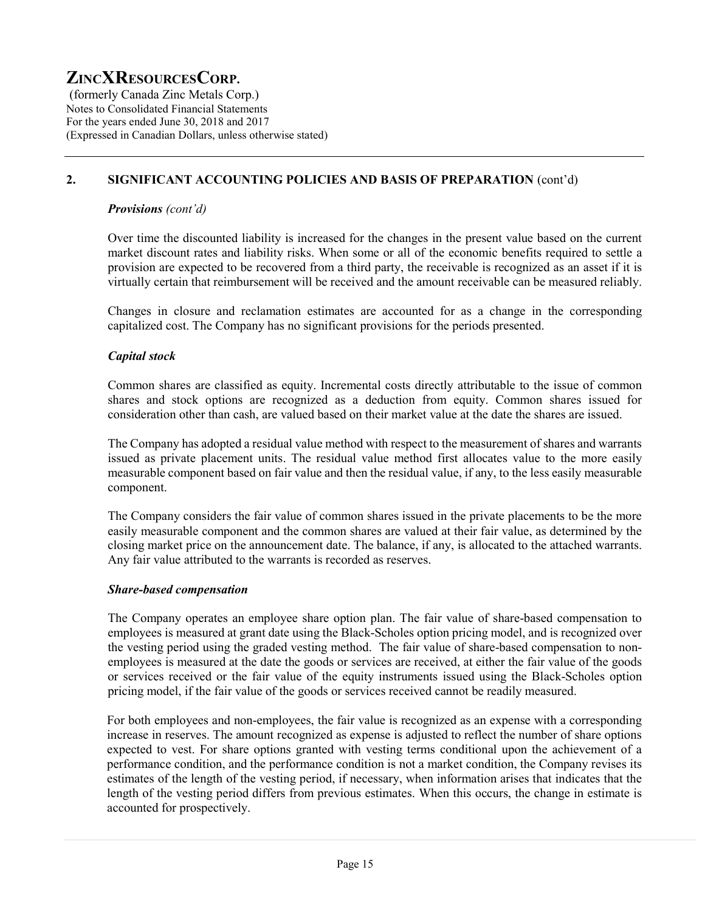## 2. SIGNIFICANT ACCOUNTING POLICIES AND BASIS OF PREPARATION (cont'd)

### *Provisions (cont'd)*

Over time the discounted liability is increased for the changes in the present value based on the current market discount rates and liability risks. When some or all of the economic benefits required to settle a provision are expected to be recovered from a third party, the receivable is recognized as an asset if it is virtually certain that reimbursement will be received and the amount receivable can be measured reliably.

Changes in closure and reclamation estimates are accounted for as a change in the corresponding capitalized cost. The Company has no significant provisions for the periods presented.

### *Capital stock*

Common shares are classified as equity. Incremental costs directly attributable to the issue of common shares and stock options are recognized as a deduction from equity. Common shares issued for consideration other than cash, are valued based on their market value at the date the shares are issued.

The Company has adopted a residual value method with respect to the measurement of shares and warrants issued as private placement units. The residual value method first allocates value to the more easily measurable component based on fair value and then the residual value, if any, to the less easily measurable component.

The Company considers the fair value of common shares issued in the private placements to be the more easily measurable component and the common shares are valued at their fair value, as determined by the closing market price on the announcement date. The balance, if any, is allocated to the attached warrants. Any fair value attributed to the warrants is recorded as reserves.

### *Share-based compensation*

The Company operates an employee share option plan. The fair value of share-based compensation to employees is measured at grant date using the Black-Scholes option pricing model, and is recognized over the vesting period using the graded vesting method. The fair value of share-based compensation to non-employees is measured at the date the goods or services are received, at either the fair value of the goods or services received or the fair value of the equity instruments issued using the Black-Scholes option pricing model, if the fair value of the goods or services received cannot be readily measured.

For both employees and non-employees, the fair value is recognized as an expense with a corresponding increase in reserves. The amount recognized as expense is adjusted to reflect the number of share options expected to vest. For share options granted with vesting terms conditional upon the achievement of a performance condition, and the performance condition is not a market condition, the Company revises its estimates of the length of the vesting period, if necessary, when information arises that indicates that the length of the vesting period differs from previous estimates. When this occurs, the change in estimate is accounted for prospectively.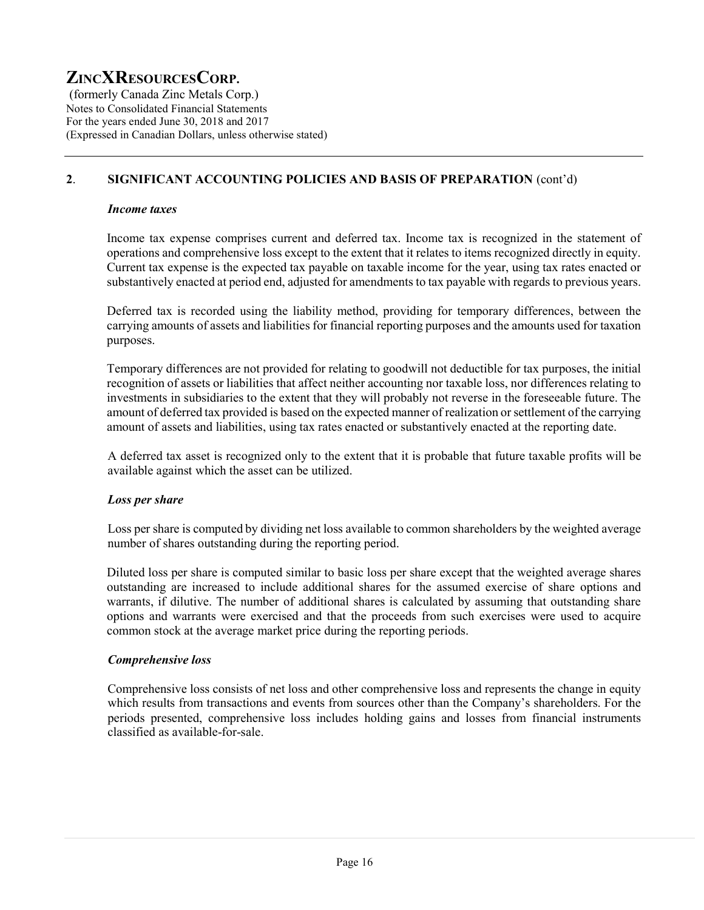## 2. SIGNIFICANT ACCOUNTING POLICIES AND BASIS OF PREPARATION (cont'd)

### *Income taxes*

Income tax expense comprises current and deferred tax. Income tax is recognized in the statement of operations and comprehensive loss except to the extent that it relates to items recognized directly in equity. Current tax expense is the expected tax payable on taxable income for the year, using tax rates enacted or substantively enacted at period end, adjusted for amendments to tax payable with regards to previous years.

Deferred tax is recorded using the liability method, providing for temporary differences, between the carrying amounts of assets and liabilities for financial reporting purposes and the amounts used for taxation purposes.

Temporary differences are not provided for relating to goodwill not deductible for tax purposes, the initial recognition of assets or liabilities that affect neither accounting nor taxable loss, nor differences relating to investments in subsidiaries to the extent that they will probably not reverse in the foreseeable future. The amount of deferred tax provided is based on the expected manner of realization or settlement of the carrying amount of assets and liabilities, using tax rates enacted or substantively enacted at the reporting date.

A deferred tax asset is recognized only to the extent that it is probable that future taxable profits will be available against which the asset can be utilized.

### *Loss per share*

Loss per share is computed by dividing net loss available to common shareholders by the weighted average number of shares outstanding during the reporting period.

Diluted loss per share is computed similar to basic loss per share except that the weighted average shares outstanding are increased to include additional shares for the assumed exercise of share options and warrants, if dilutive. The number of additional shares is calculated by assuming that outstanding share options and warrants were exercised and that the proceeds from such exercises were used to acquire common stock at the average market price during the reporting periods.

### *Comprehensive loss*

Comprehensive loss consists of net loss and other comprehensive loss and represents the change in equity which results from transactions and events from sources other than the Company's shareholders. For the periods presented, comprehensive loss includes holding gains and losses from financial instruments classified as available-for-sale.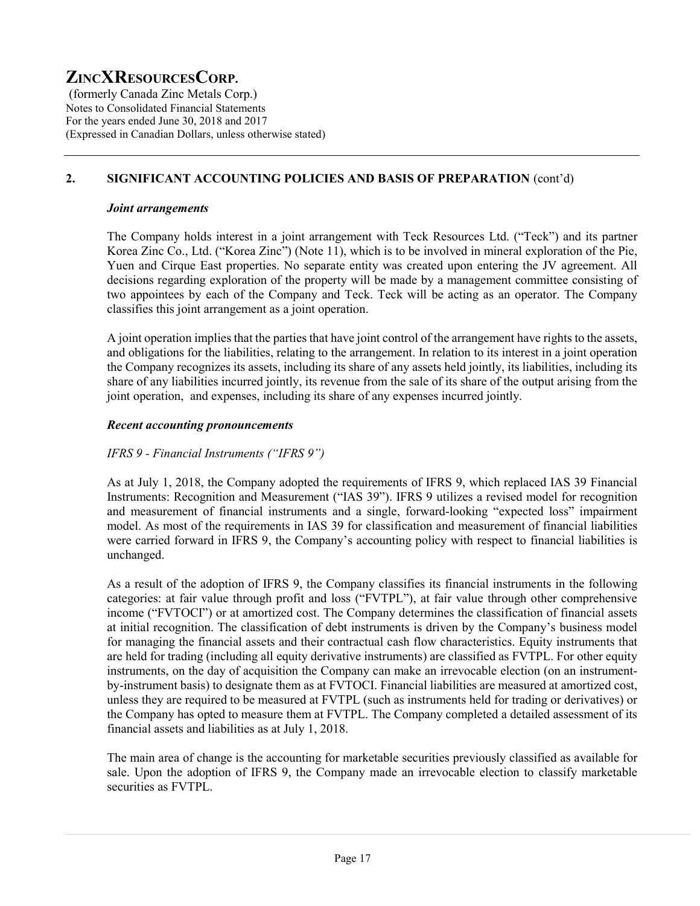## 2. SIGNIFICANT ACCOUNTING POLICIES AND BASIS OF PREPARATION (cont'd)

### *Joint arrangements*

The Company holds interest in a joint arrangement with Teck Resources Ltd. ("Teck") and its partner Korea Zinc Co., Ltd. ("Korea Zinc") (Note 11), which is to be involved in mineral exploration of the Pie, Yuen and Cirque East properties. No separate entity was created upon entering the JV agreement. All decisions regarding exploration of the property will be made by a management committee consisting of two appointees by each of the Company and Teck. Teck will be acting as an operator. The Company classifies this joint arrangement as a joint operation.

A joint operation implies that the parties that have joint control of the arrangement have rights to the assets, and obligations for the liabilities, relating to the arrangement. In relation to its interest in a joint operation the Company recognizes its assets, including its share of any assets held jointly, its liabilities, including its share of any liabilities incurred jointly, its revenue from the sale of its share of the output arising from the joint operation, and expenses, including its share of any expenses incurred jointly.

### *Recent accounting pronouncements*

*IFRS 9 - Financial Instruments ("IFRS 9")*

As at July 1, 2018, the Company adopted the requirements of IFRS 9, which replaced IAS 39 Financial Instruments: Recognition and Measurement ("IAS 39"). IFRS 9 utilizes a revised model for recognition and measurement of financial instruments and a single, forward-looking "expected loss" impairment model. As most of the requirements in IAS 39 for classification and measurement of financial liabilities were carried forward in IFRS 9, the Company's accounting policy with respect to financial liabilities is unchanged.

As a result of the adoption of IFRS 9, the Company classifies its financial instruments in the following categories: at fair value through profit and loss ("FVTPL"), at fair value through other comprehensive income ("FVTOCI") or at amortized cost. The Company determines the classification of financial assets at initial recognition. The classification of debt instruments is driven by the Company's business model for managing the financial assets and their contractual cash flow characteristics. Equity instruments that are held for trading (including all equity derivative instruments) are classified as FVTPL. For other equity instruments, on the day of acquisition the Company can make an irrevocable election (on an instrument-by-instrument basis) to designate them as at FVTOCI. Financial liabilities are measured at amortized cost, unless they are required to be measured at FVTPL (such as instruments held for trading or derivatives) or the Company has opted to measure them at FVTPL. The Company completed a detailed assessment of its financial assets and liabilities as at July 1, 2018.

The main area of change is the accounting for marketable securities previously classified as available for sale. Upon the adoption of IFRS 9, the Company made an irrevocable election to classify marketable securities as FVTPL.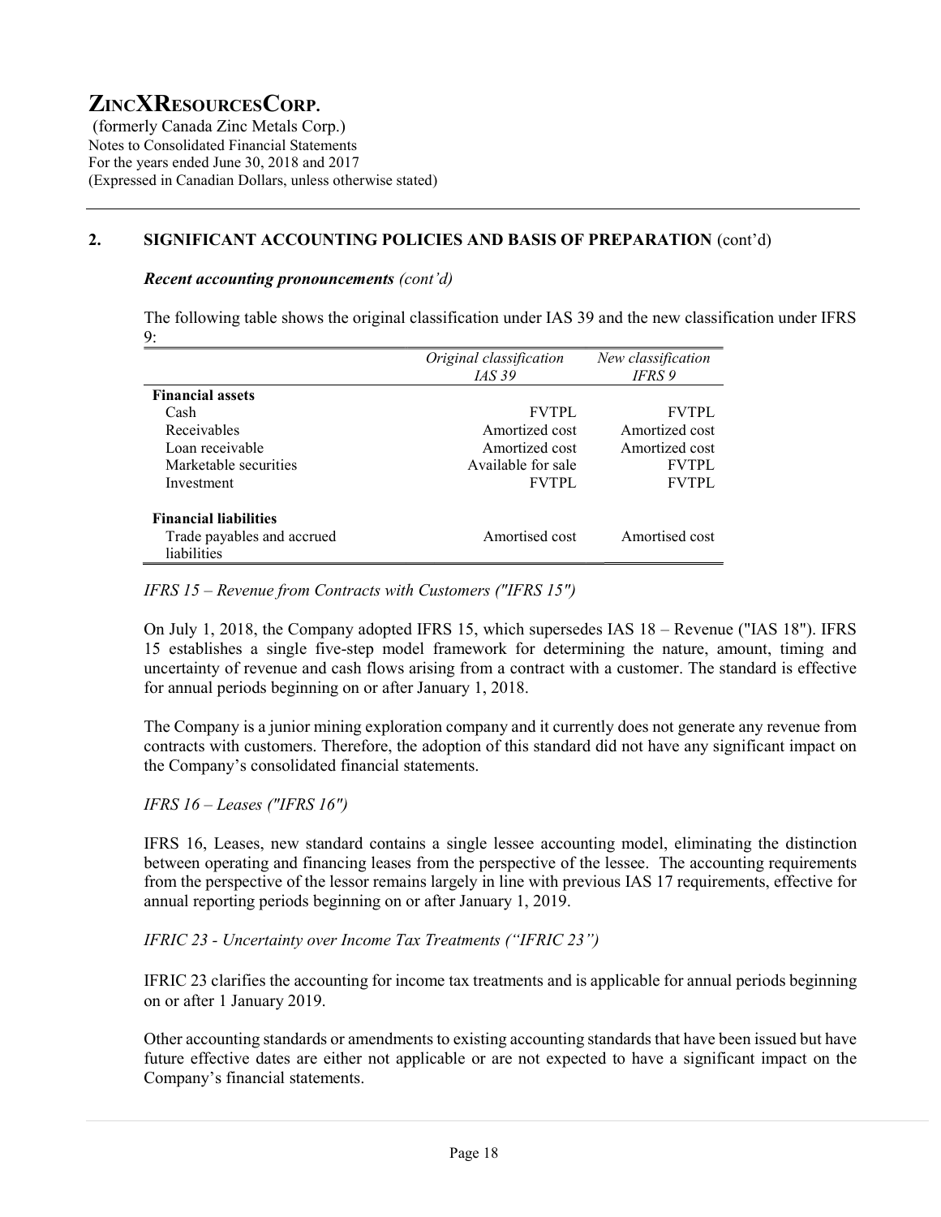## 2. SIGNIFICANT ACCOUNTING POLICIES AND BASIS OF PREPARATION (cont'd)

***Recent accounting pronouncements (cont'd)***

The following table shows the original classification under IAS 39 and the new classification under IFRS 9:

| | *Original classification IAS 39* | *New classification IFRS 9* |
|---|---|---|
| **Financial assets** | | |
| Cash | FVTPL | FVTPL |
| Receivables | Amortized cost | Amortized cost |
| Loan receivable | Amortized cost | Amortized cost |
| Marketable securities | Available for sale | FVTPL |
| Investment | FVTPL | FVTPL |
| **Financial liabilities** | | |
| Trade payables and accrued liabilities | Amortised cost | Amortised cost |

*IFRS 15 – Revenue from Contracts with Customers ("IFRS 15")*

On July 1, 2018, the Company adopted IFRS 15, which supersedes IAS 18 – Revenue ("IAS 18"). IFRS 15 establishes a single five-step model framework for determining the nature, amount, timing and uncertainty of revenue and cash flows arising from a contract with a customer. The standard is effective for annual periods beginning on or after January 1, 2018.

The Company is a junior mining exploration company and it currently does not generate any revenue from contracts with customers. Therefore, the adoption of this standard did not have any significant impact on the Company's consolidated financial statements.

*IFRS 16 – Leases ("IFRS 16")*

IFRS 16, Leases, new standard contains a single lessee accounting model, eliminating the distinction between operating and financing leases from the perspective of the lessee. The accounting requirements from the perspective of the lessor remains largely in line with previous IAS 17 requirements, effective for annual reporting periods beginning on or after January 1, 2019.

*IFRIC 23 - Uncertainty over Income Tax Treatments ("IFRIC 23")*

IFRIC 23 clarifies the accounting for income tax treatments and is applicable for annual periods beginning on or after 1 January 2019.

Other accounting standards or amendments to existing accounting standards that have been issued but have future effective dates are either not applicable or are not expected to have a significant impact on the Company's financial statements.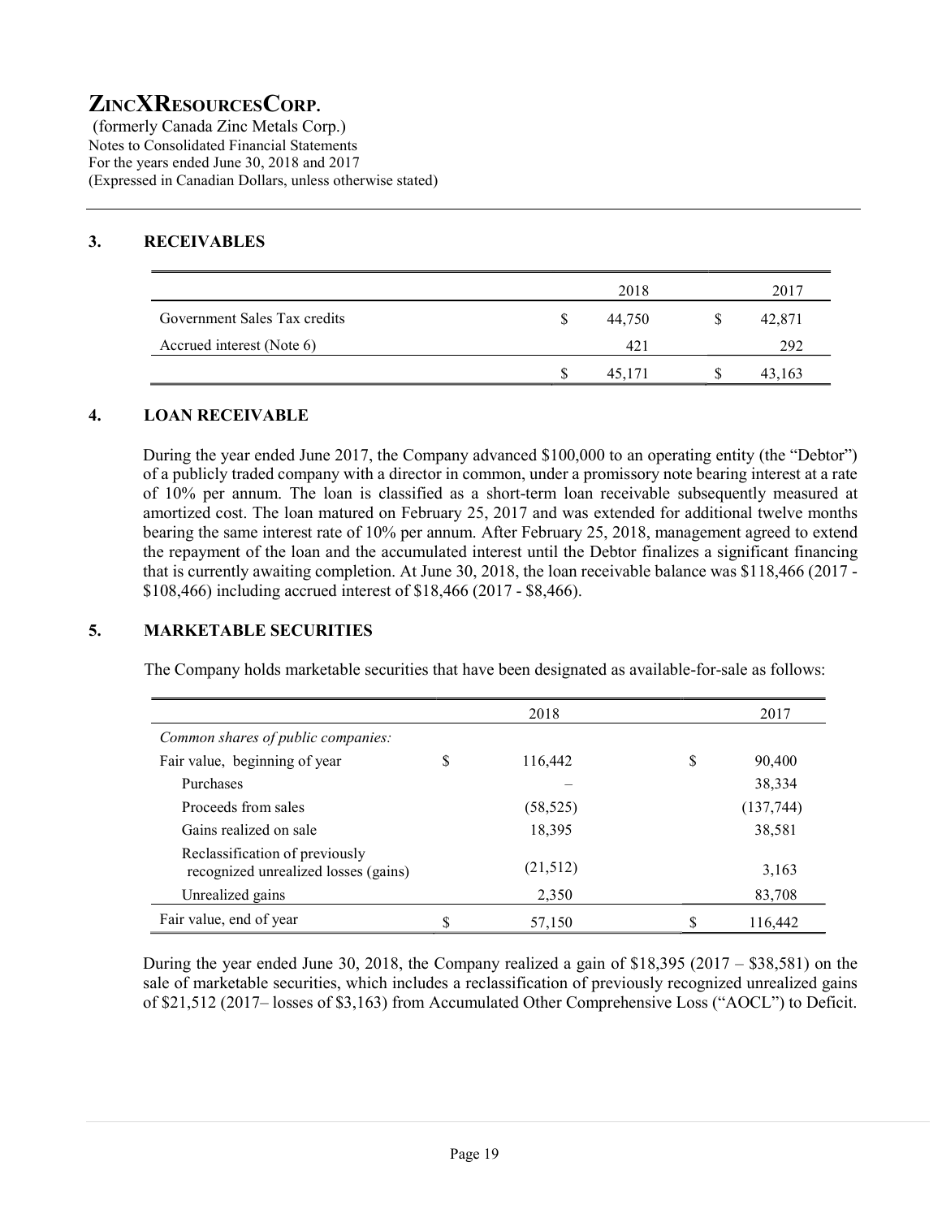# ZINCXRESOURCESCORP.

(formerly Canada Zinc Metals Corp.)
Notes to Consolidated Financial Statements
For the years ended June 30, 2018 and 2017
(Expressed in Canadian Dollars, unless otherwise stated)

## 3. RECEIVABLES

| | | 2018 | | 2017 |
|---|---|---|---|---|
| Government Sales Tax credits | $ | 44,750 | $ | 42,871 |
| Accrued interest (Note 6) | | 421 | | 292 |
| | $ | 45,171 | $ | 43,163 |

## 4. LOAN RECEIVABLE

During the year ended June 2017, the Company advanced $100,000 to an operating entity (the "Debtor") of a publicly traded company with a director in common, under a promissory note bearing interest at a rate of 10% per annum. The loan is classified as a short-term loan receivable subsequently measured at amortized cost. The loan matured on February 25, 2017 and was extended for additional twelve months bearing the same interest rate of 10% per annum. After February 25, 2018, management agreed to extend the repayment of the loan and the accumulated interest until the Debtor finalizes a significant financing that is currently awaiting completion. At June 30, 2018, the loan receivable balance was $118,466 (2017 - $108,466) including accrued interest of $18,466 (2017 - $8,466).

## 5. MARKETABLE SECURITIES

The Company holds marketable securities that have been designated as available-for-sale as follows:

| | | 2018 | | 2017 |
|---|---|---|---|---|
| *Common shares of public companies:* | | | | |
| Fair value, beginning of year | $ | 116,442 | $ | 90,400 |
| Purchases | | – | | 38,334 |
| Proceeds from sales | | (58,525) | | (137,744) |
| Gains realized on sale | | 18,395 | | 38,581 |
| Reclassification of previously recognized unrealized losses (gains) | | (21,512) | | 3,163 |
| Unrealized gains | | 2,350 | | 83,708 |
| Fair value, end of year | $ | 57,150 | $ | 116,442 |

During the year ended June 30, 2018, the Company realized a gain of $18,395 (2017 – $38,581) on the sale of marketable securities, which includes a reclassification of previously recognized unrealized gains of $21,512 (2017– losses of $3,163) from Accumulated Other Comprehensive Loss ("AOCL") to Deficit.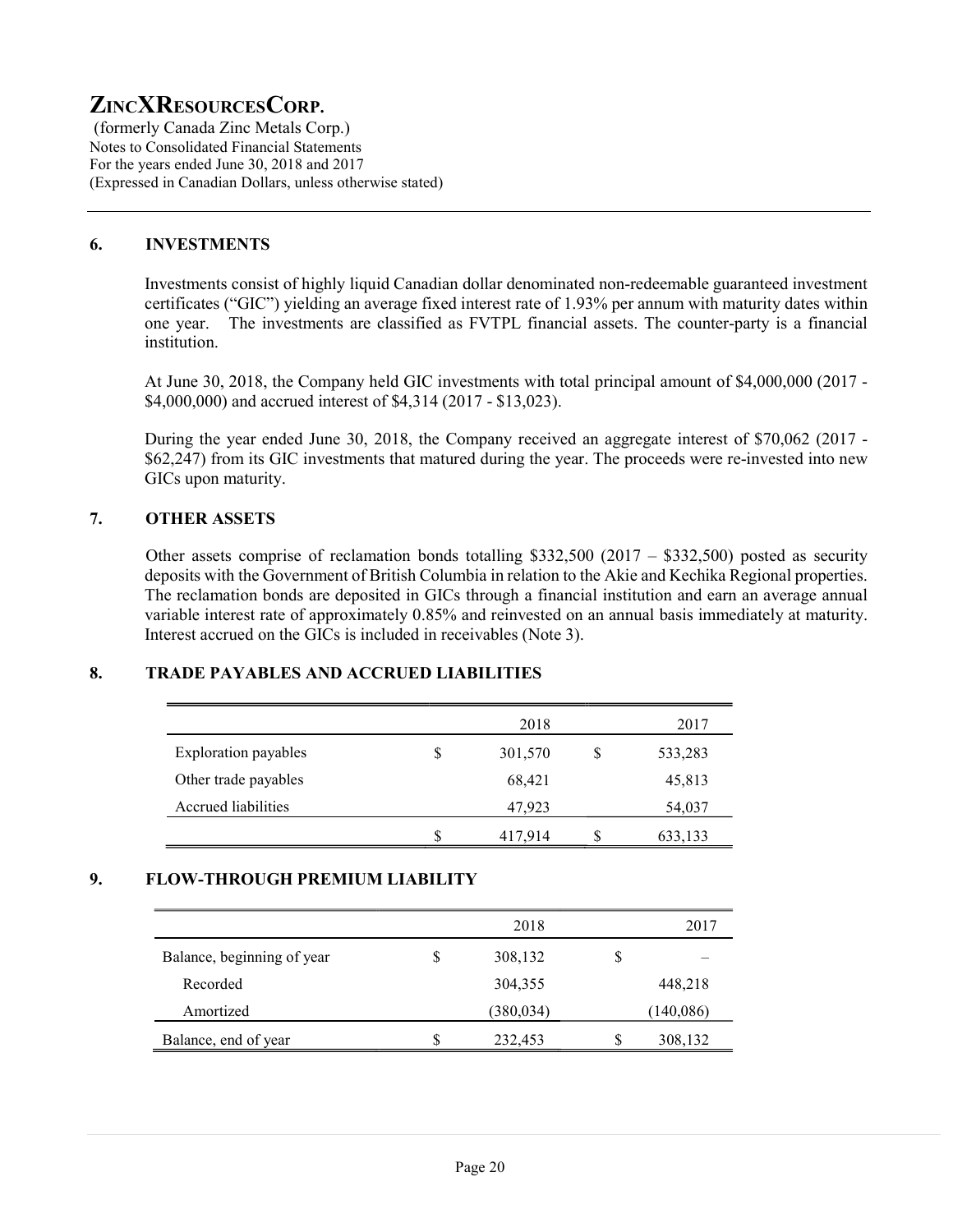## 6. INVESTMENTS

Investments consist of highly liquid Canadian dollar denominated non-redeemable guaranteed investment certificates ("GIC") yielding an average fixed interest rate of 1.93% per annum with maturity dates within one year. The investments are classified as FVTPL financial assets. The counter-party is a financial institution.

At June 30, 2018, the Company held GIC investments with total principal amount of $4,000,000 (2017 - $4,000,000) and accrued interest of $4,314 (2017 - $13,023).

During the year ended June 30, 2018, the Company received an aggregate interest of $70,062 (2017 - $62,247) from its GIC investments that matured during the year. The proceeds were re-invested into new GICs upon maturity.

## 7. OTHER ASSETS

Other assets comprise of reclamation bonds totalling $332,500 (2017 – $332,500) posted as security deposits with the Government of British Columbia in relation to the Akie and Kechika Regional properties. The reclamation bonds are deposited in GICs through a financial institution and earn an average annual variable interest rate of approximately 0.85% and reinvested on an annual basis immediately at maturity. Interest accrued on the GICs is included in receivables (Note 3).

## 8. TRADE PAYABLES AND ACCRUED LIABILITIES

| | | 2018 | | 2017 |
|---|---|---|---|---|
| Exploration payables | $ | 301,570 | $ | 533,283 |
| Other trade payables | | 68,421 | | 45,813 |
| Accrued liabilities | | 47,923 | | 54,037 |
| | $ | 417,914 | $ | 633,133 |

## 9. FLOW-THROUGH PREMIUM LIABILITY

| | | 2018 | | 2017 |
|---|---|---|---|---|
| Balance, beginning of year | $ | 308,132 | $ | – |
| Recorded | | 304,355 | | 448,218 |
| Amortized | | (380,034) | | (140,086) |
| Balance, end of year | $ | 232,453 | $ | 308,132 |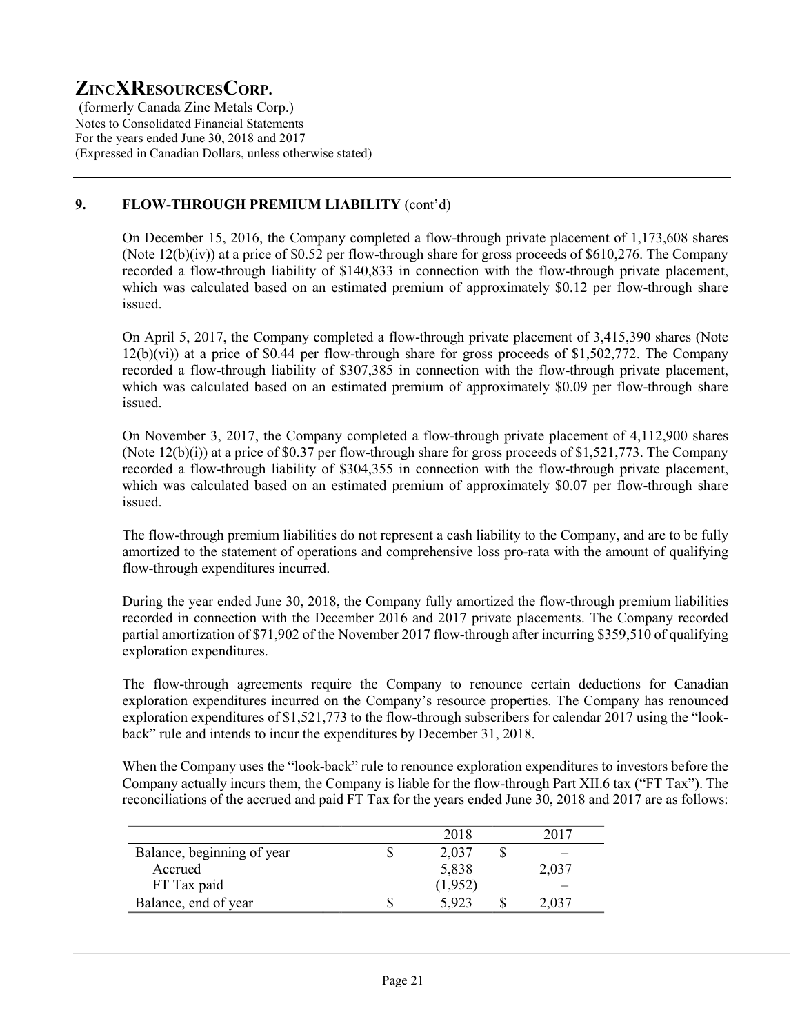## 9. FLOW-THROUGH PREMIUM LIABILITY (cont'd)

On December 15, 2016, the Company completed a flow-through private placement of 1,173,608 shares (Note 12(b)(iv)) at a price of $0.52 per flow-through share for gross proceeds of $610,276. The Company recorded a flow-through liability of $140,833 in connection with the flow-through private placement, which was calculated based on an estimated premium of approximately $0.12 per flow-through share issued.

On April 5, 2017, the Company completed a flow-through private placement of 3,415,390 shares (Note 12(b)(vi)) at a price of $0.44 per flow-through share for gross proceeds of $1,502,772. The Company recorded a flow-through liability of $307,385 in connection with the flow-through private placement, which was calculated based on an estimated premium of approximately $0.09 per flow-through share issued.

On November 3, 2017, the Company completed a flow-through private placement of 4,112,900 shares (Note 12(b)(i)) at a price of $0.37 per flow-through share for gross proceeds of $1,521,773. The Company recorded a flow-through liability of $304,355 in connection with the flow-through private placement, which was calculated based on an estimated premium of approximately $0.07 per flow-through share issued.

The flow-through premium liabilities do not represent a cash liability to the Company, and are to be fully amortized to the statement of operations and comprehensive loss pro-rata with the amount of qualifying flow-through expenditures incurred.

During the year ended June 30, 2018, the Company fully amortized the flow-through premium liabilities recorded in connection with the December 2016 and 2017 private placements. The Company recorded partial amortization of $71,902 of the November 2017 flow-through after incurring $359,510 of qualifying exploration expenditures.

The flow-through agreements require the Company to renounce certain deductions for Canadian exploration expenditures incurred on the Company's resource properties. The Company has renounced exploration expenditures of $1,521,773 to the flow-through subscribers for calendar 2017 using the "look-back" rule and intends to incur the expenditures by December 31, 2018.

When the Company uses the "look-back" rule to renounce exploration expenditures to investors before the Company actually incurs them, the Company is liable for the flow-through Part XII.6 tax ("FT Tax"). The reconciliations of the accrued and paid FT Tax for the years ended June 30, 2018 and 2017 are as follows:

| | | 2018 | | 2017 |
|---|---|---|---|---|
| Balance, beginning of year | $ | 2,037 | $ | – |
| Accrued | | 5,838 | | 2,037 |
| FT Tax paid | | (1,952) | | – |
| Balance, end of year | $ | 5,923 | $ | 2,037 |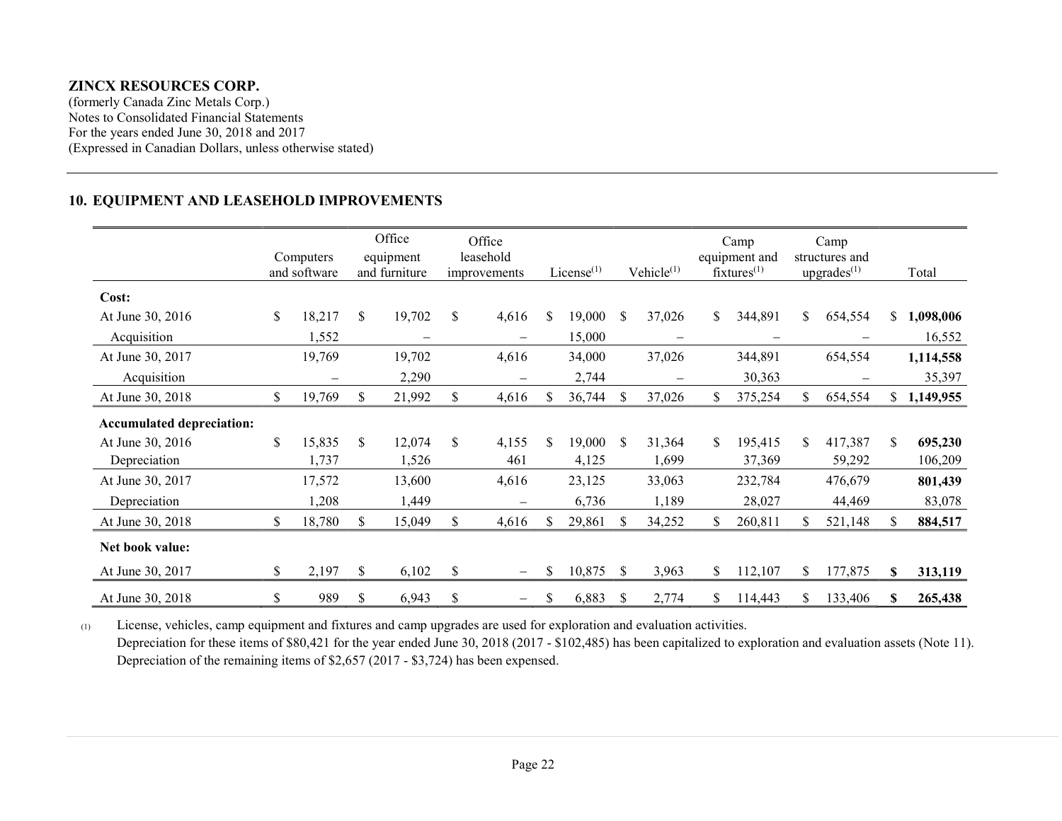**ZINCX RESOURCES CORP.**
(formerly Canada Zinc Metals Corp.)
Notes to Consolidated Financial Statements
For the years ended June 30, 2018 and 2017
(Expressed in Canadian Dollars, unless otherwise stated)

## 10. EQUIPMENT AND LEASEHOLD IMPROVEMENTS

| | Computers and software | Office equipment and furniture | Office leasehold improvements | License[(1)] | Vehicle[(1)] | Camp equipment and fixtures[(1)] | Camp structures and upgrades[(1)] | Total |
|---|---|---|---|---|---|---|---|---|
| **Cost:** | | | | | | | | |
| At June 30, 2016 | $ 18,217 | $ 19,702 | $ 4,616 | $ 19,000 | $ 37,026 | $ 344,891 | $ 654,554 | $ **1,098,006** |
| Acquisition | 1,552 | – | – | 15,000 | – | – | – | 16,552 |
| At June 30, 2017 | 19,769 | 19,702 | 4,616 | 34,000 | 37,026 | 344,891 | 654,554 | **1,114,558** |
| Acquisition | – | 2,290 | – | 2,744 | – | 30,363 | – | 35,397 |
| At June 30, 2018 | $ 19,769 | $ 21,992 | $ 4,616 | $ 36,744 | $ 37,026 | $ 375,254 | $ 654,554 | $ **1,149,955** |
| **Accumulated depreciation:** | | | | | | | | |
| At June 30, 2016 | $ 15,835 | $ 12,074 | $ 4,155 | $ 19,000 | $ 31,364 | $ 195,415 | $ 417,387 | $ **695,230** |
| Depreciation | 1,737 | 1,526 | 461 | 4,125 | 1,699 | 37,369 | 59,292 | 106,209 |
| At June 30, 2017 | 17,572 | 13,600 | 4,616 | 23,125 | 33,063 | 232,784 | 476,679 | **801,439** |
| Depreciation | 1,208 | 1,449 | – | 6,736 | 1,189 | 28,027 | 44,469 | 83,078 |
| At June 30, 2018 | $ 18,780 | $ 15,049 | $ 4,616 | $ 29,861 | $ 34,252 | $ 260,811 | $ 521,148 | $ **884,517** |
| **Net book value:** | | | | | | | | |
| At June 30, 2017 | $ 2,197 | $ 6,102 | $ – | $ 10,875 | $ 3,963 | $ 112,107 | $ 177,875 | **$ 313,119** |
| At June 30, 2018 | $ 989 | $ 6,943 | $ – | $ 6,883 | $ 2,774 | $ 114,443 | $ 133,406 | **$ 265,438** |

(1) License, vehicles, camp equipment and fixtures and camp upgrades are used for exploration and evaluation activities. Depreciation for these items of $80,421 for the year ended June 30, 2018 (2017 - $102,485) has been capitalized to exploration and evaluation assets (Note 11). Depreciation of the remaining items of $2,657 (2017 - $3,724) has been expensed.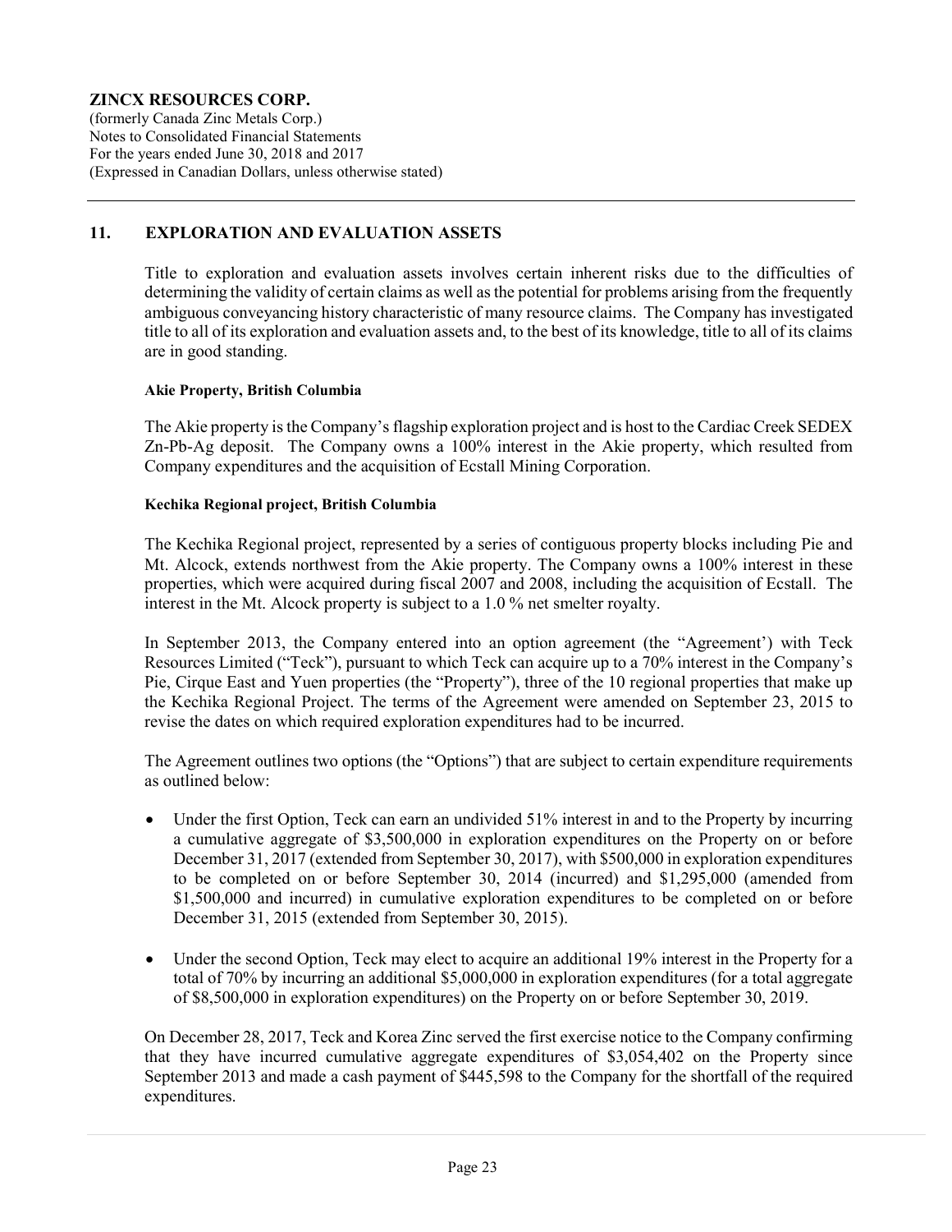## 11. EXPLORATION AND EVALUATION ASSETS

Title to exploration and evaluation assets involves certain inherent risks due to the difficulties of determining the validity of certain claims as well as the potential for problems arising from the frequently ambiguous conveyancing history characteristic of many resource claims. The Company has investigated title to all of its exploration and evaluation assets and, to the best of its knowledge, title to all of its claims are in good standing.

**Akie Property, British Columbia**

The Akie property is the Company's flagship exploration project and is host to the Cardiac Creek SEDEX Zn-Pb-Ag deposit. The Company owns a 100% interest in the Akie property, which resulted from Company expenditures and the acquisition of Ecstall Mining Corporation.

**Kechika Regional project, British Columbia**

The Kechika Regional project, represented by a series of contiguous property blocks including Pie and Mt. Alcock, extends northwest from the Akie property. The Company owns a 100% interest in these properties, which were acquired during fiscal 2007 and 2008, including the acquisition of Ecstall. The interest in the Mt. Alcock property is subject to a 1.0 % net smelter royalty.

In September 2013, the Company entered into an option agreement (the "Agreement') with Teck Resources Limited ("Teck"), pursuant to which Teck can acquire up to a 70% interest in the Company's Pie, Cirque East and Yuen properties (the "Property"), three of the 10 regional properties that make up the Kechika Regional Project. The terms of the Agreement were amended on September 23, 2015 to revise the dates on which required exploration expenditures had to be incurred.

The Agreement outlines two options (the "Options") that are subject to certain expenditure requirements as outlined below:

- Under the first Option, Teck can earn an undivided 51% interest in and to the Property by incurring a cumulative aggregate of $3,500,000 in exploration expenditures on the Property on or before December 31, 2017 (extended from September 30, 2017), with $500,000 in exploration expenditures to be completed on or before September 30, 2014 (incurred) and $1,295,000 (amended from $1,500,000 and incurred) in cumulative exploration expenditures to be completed on or before December 31, 2015 (extended from September 30, 2015).
- Under the second Option, Teck may elect to acquire an additional 19% interest in the Property for a total of 70% by incurring an additional $5,000,000 in exploration expenditures (for a total aggregate of $8,500,000 in exploration expenditures) on the Property on or before September 30, 2019.

On December 28, 2017, Teck and Korea Zinc served the first exercise notice to the Company confirming that they have incurred cumulative aggregate expenditures of $3,054,402 on the Property since September 2013 and made a cash payment of $445,598 to the Company for the shortfall of the required expenditures.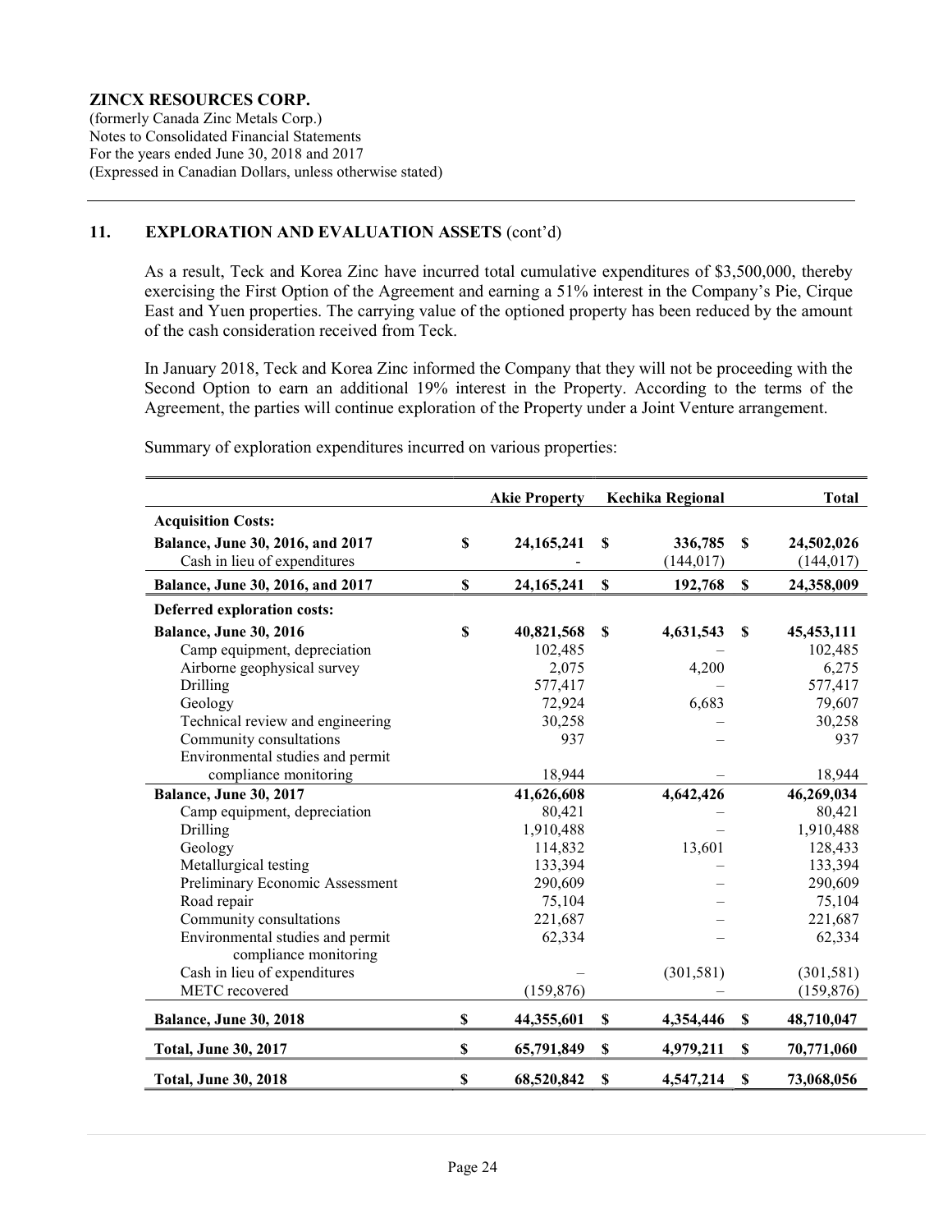**ZINCX RESOURCES CORP.**
(formerly Canada Zinc Metals Corp.)
Notes to Consolidated Financial Statements
For the years ended June 30, 2018 and 2017
(Expressed in Canadian Dollars, unless otherwise stated)

## 11. EXPLORATION AND EVALUATION ASSETS (cont'd)

As a result, Teck and Korea Zinc have incurred total cumulative expenditures of $3,500,000, thereby exercising the First Option of the Agreement and earning a 51% interest in the Company's Pie, Cirque East and Yuen properties. The carrying value of the optioned property has been reduced by the amount of the cash consideration received from Teck.

In January 2018, Teck and Korea Zinc informed the Company that they will not be proceeding with the Second Option to earn an additional 19% interest in the Property. According to the terms of the Agreement, the parties will continue exploration of the Property under a Joint Venture arrangement.

Summary of exploration expenditures incurred on various properties:

| | Akie Property | Kechika Regional | Total |
|---|---|---|---|
| **Acquisition Costs:** | | | |
| **Balance, June 30, 2016, and 2017** | **$ 24,165,241** | **$ 336,785** | **$ 24,502,026** |
| Cash in lieu of expenditures | - | (144,017) | (144,017) |
| **Balance, June 30, 2016, and 2017** | **$ 24,165,241** | **$ 192,768** | **$ 24,358,009** |
| **Deferred exploration costs:** | | | |
| **Balance, June 30, 2016** | **$ 40,821,568** | **$ 4,631,543** | **$ 45,453,111** |
| Camp equipment, depreciation | 102,485 | – | 102,485 |
| Airborne geophysical survey | 2,075 | 4,200 | 6,275 |
| Drilling | 577,417 | – | 577,417 |
| Geology | 72,924 | 6,683 | 79,607 |
| Technical review and engineering | 30,258 | – | 30,258 |
| Community consultations | 937 | – | 937 |
| Environmental studies and permit compliance monitoring | 18,944 | – | 18,944 |
| **Balance, June 30, 2017** | **41,626,608** | **4,642,426** | **46,269,034** |
| Camp equipment, depreciation | 80,421 | – | 80,421 |
| Drilling | 1,910,488 | – | 1,910,488 |
| Geology | 114,832 | 13,601 | 128,433 |
| Metallurgical testing | 133,394 | – | 133,394 |
| Preliminary Economic Assessment | 290,609 | – | 290,609 |
| Road repair | 75,104 | – | 75,104 |
| Community consultations | 221,687 | – | 221,687 |
| Environmental studies and permit compliance monitoring | 62,334 | – | 62,334 |
| Cash in lieu of expenditures | – | (301,581) | (301,581) |
| METC recovered | (159,876) | – | (159,876) |
| **Balance, June 30, 2018** | **$ 44,355,601** | **$ 4,354,446** | **$ 48,710,047** |
| **Total, June 30, 2017** | **$ 65,791,849** | **$ 4,979,211** | **$ 70,771,060** |
| **Total, June 30, 2018** | **$ 68,520,842** | **$ 4,547,214** | **$ 73,068,056** |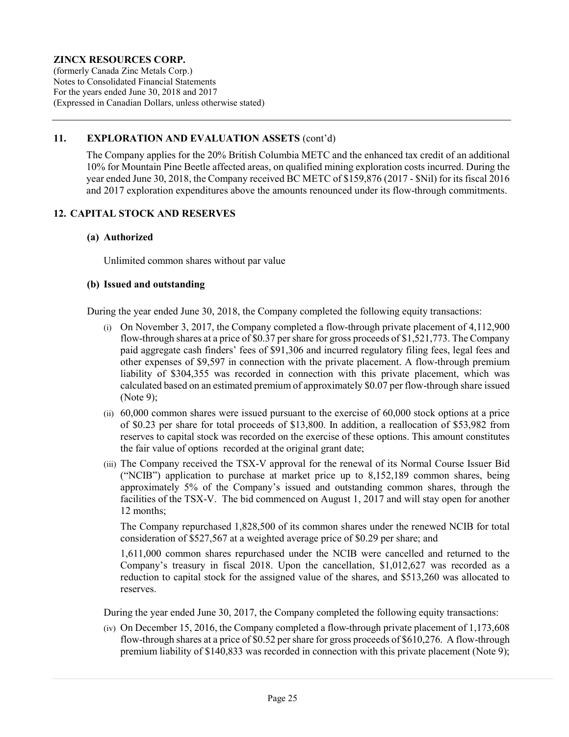## 11. EXPLORATION AND EVALUATION ASSETS (cont'd)

The Company applies for the 20% British Columbia METC and the enhanced tax credit of an additional 10% for Mountain Pine Beetle affected areas, on qualified mining exploration costs incurred. During the year ended June 30, 2018, the Company received BC METC of $159,876 (2017 - $Nil) for its fiscal 2016 and 2017 exploration expenditures above the amounts renounced under its flow-through commitments.

## 12. CAPITAL STOCK AND RESERVES

### (a) Authorized

Unlimited common shares without par value

### (b) Issued and outstanding

During the year ended June 30, 2018, the Company completed the following equity transactions:

(i) On November 3, 2017, the Company completed a flow-through private placement of 4,112,900 flow-through shares at a price of $0.37 per share for gross proceeds of $1,521,773. The Company paid aggregate cash finders' fees of $91,306 and incurred regulatory filing fees, legal fees and other expenses of $9,597 in connection with the private placement. A flow-through premium liability of $304,355 was recorded in connection with this private placement, which was calculated based on an estimated premium of approximately $0.07 per flow-through share issued (Note 9);

(ii) 60,000 common shares were issued pursuant to the exercise of 60,000 stock options at a price of $0.23 per share for total proceeds of $13,800. In addition, a reallocation of $53,982 from reserves to capital stock was recorded on the exercise of these options. This amount constitutes the fair value of options recorded at the original grant date;

(iii) The Company received the TSX-V approval for the renewal of its Normal Course Issuer Bid ("NCIB") application to purchase at market price up to 8,152,189 common shares, being approximately 5% of the Company's issued and outstanding common shares, through the facilities of the TSX-V. The bid commenced on August 1, 2017 and will stay open for another 12 months;

The Company repurchased 1,828,500 of its common shares under the renewed NCIB for total consideration of $527,567 at a weighted average price of $0.29 per share; and

1,611,000 common shares repurchased under the NCIB were cancelled and returned to the Company's treasury in fiscal 2018. Upon the cancellation, $1,012,627 was recorded as a reduction to capital stock for the assigned value of the shares, and $513,260 was allocated to reserves.

During the year ended June 30, 2017, the Company completed the following equity transactions:

(iv) On December 15, 2016, the Company completed a flow-through private placement of 1,173,608 flow-through shares at a price of $0.52 per share for gross proceeds of $610,276. A flow-through premium liability of $140,833 was recorded in connection with this private placement (Note 9);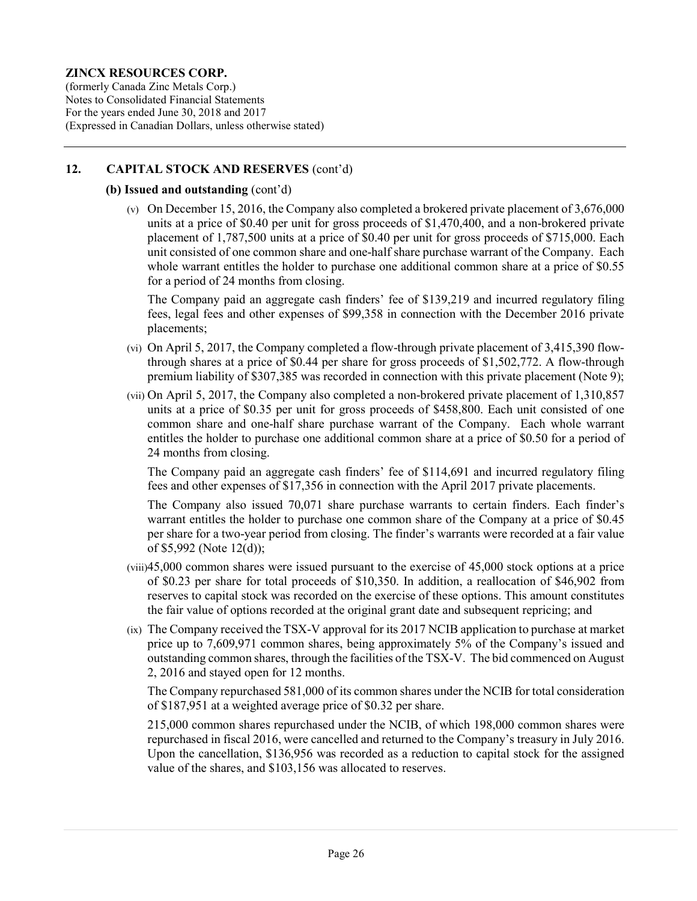**ZINCX RESOURCES CORP.**
(formerly Canada Zinc Metals Corp.)
Notes to Consolidated Financial Statements
For the years ended June 30, 2018 and 2017
(Expressed in Canadian Dollars, unless otherwise stated)

## 12. CAPITAL STOCK AND RESERVES (cont'd)

### (b) Issued and outstanding (cont'd)

(v) On December 15, 2016, the Company also completed a brokered private placement of 3,676,000 units at a price of $0.40 per unit for gross proceeds of $1,470,400, and a non-brokered private placement of 1,787,500 units at a price of $0.40 per unit for gross proceeds of $715,000. Each unit consisted of one common share and one-half share purchase warrant of the Company. Each whole warrant entitles the holder to purchase one additional common share at a price of $0.55 for a period of 24 months from closing.

The Company paid an aggregate cash finders' fee of $139,219 and incurred regulatory filing fees, legal fees and other expenses of $99,358 in connection with the December 2016 private placements;

(vi) On April 5, 2017, the Company completed a flow-through private placement of 3,415,390 flow-through shares at a price of $0.44 per share for gross proceeds of $1,502,772. A flow-through premium liability of $307,385 was recorded in connection with this private placement (Note 9);

(vii) On April 5, 2017, the Company also completed a non-brokered private placement of 1,310,857 units at a price of $0.35 per unit for gross proceeds of $458,800. Each unit consisted of one common share and one-half share purchase warrant of the Company. Each whole warrant entitles the holder to purchase one additional common share at a price of $0.50 for a period of 24 months from closing.

The Company paid an aggregate cash finders' fee of $114,691 and incurred regulatory filing fees and other expenses of $17,356 in connection with the April 2017 private placements.

The Company also issued 70,071 share purchase warrants to certain finders. Each finder's warrant entitles the holder to purchase one common share of the Company at a price of $0.45 per share for a two-year period from closing. The finder's warrants were recorded at a fair value of $5,992 (Note 12(d));

(viii) 45,000 common shares were issued pursuant to the exercise of 45,000 stock options at a price of $0.23 per share for total proceeds of $10,350. In addition, a reallocation of $46,902 from reserves to capital stock was recorded on the exercise of these options. This amount constitutes the fair value of options recorded at the original grant date and subsequent repricing; and

(ix) The Company received the TSX-V approval for its 2017 NCIB application to purchase at market price up to 7,609,971 common shares, being approximately 5% of the Company's issued and outstanding common shares, through the facilities of the TSX-V. The bid commenced on August 2, 2016 and stayed open for 12 months.

The Company repurchased 581,000 of its common shares under the NCIB for total consideration of $187,951 at a weighted average price of $0.32 per share.

215,000 common shares repurchased under the NCIB, of which 198,000 common shares were repurchased in fiscal 2016, were cancelled and returned to the Company's treasury in July 2016. Upon the cancellation, $136,956 was recorded as a reduction to capital stock for the assigned value of the shares, and $103,156 was allocated to reserves.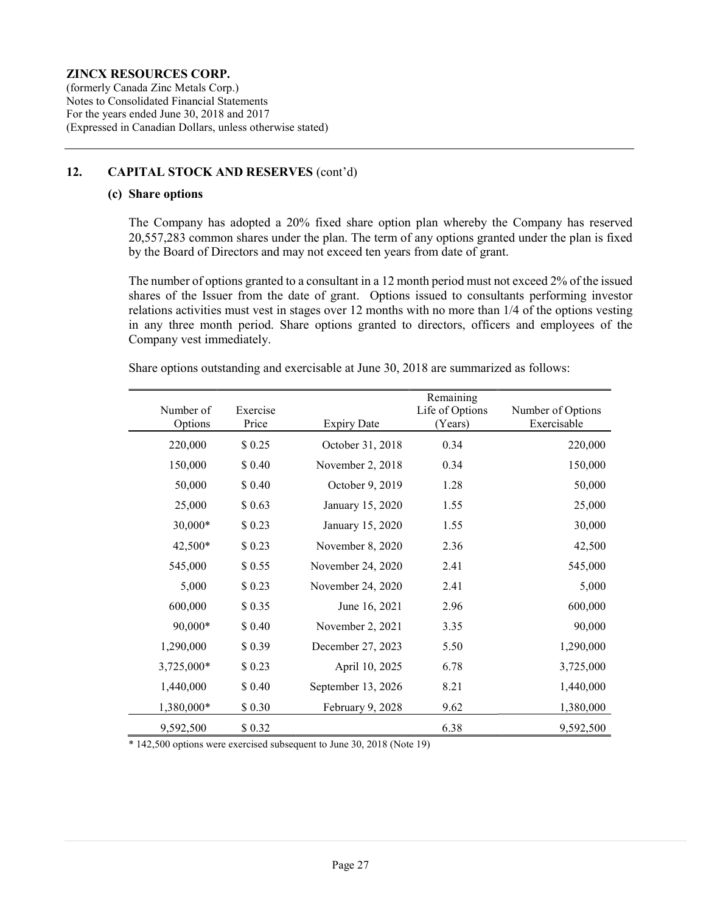**ZINCX RESOURCES CORP.**
(formerly Canada Zinc Metals Corp.)
Notes to Consolidated Financial Statements
For the years ended June 30, 2018 and 2017
(Expressed in Canadian Dollars, unless otherwise stated)

## 12. CAPITAL STOCK AND RESERVES (cont'd)

### (c) Share options

The Company has adopted a 20% fixed share option plan whereby the Company has reserved 20,557,283 common shares under the plan. The term of any options granted under the plan is fixed by the Board of Directors and may not exceed ten years from date of grant.

The number of options granted to a consultant in a 12 month period must not exceed 2% of the issued shares of the Issuer from the date of grant. Options issued to consultants performing investor relations activities must vest in stages over 12 months with no more than 1/4 of the options vesting in any three month period. Share options granted to directors, officers and employees of the Company vest immediately.

Share options outstanding and exercisable at June 30, 2018 are summarized as follows:

| Number of Options | Exercise Price | Expiry Date | Remaining Life of Options (Years) | Number of Options Exercisable |
|---|---|---|---|---|
| 220,000 | $ 0.25 | October 31, 2018 | 0.34 | 220,000 |
| 150,000 | $ 0.40 | November 2, 2018 | 0.34 | 150,000 |
| 50,000 | $ 0.40 | October 9, 2019 | 1.28 | 50,000 |
| 25,000 | $ 0.63 | January 15, 2020 | 1.55 | 25,000 |
| 30,000* | $ 0.23 | January 15, 2020 | 1.55 | 30,000 |
| 42,500* | $ 0.23 | November 8, 2020 | 2.36 | 42,500 |
| 545,000 | $ 0.55 | November 24, 2020 | 2.41 | 545,000 |
| 5,000 | $ 0.23 | November 24, 2020 | 2.41 | 5,000 |
| 600,000 | $ 0.35 | June 16, 2021 | 2.96 | 600,000 |
| 90,000* | $ 0.40 | November 2, 2021 | 3.35 | 90,000 |
| 1,290,000 | $ 0.39 | December 27, 2023 | 5.50 | 1,290,000 |
| 3,725,000* | $ 0.23 | April 10, 2025 | 6.78 | 3,725,000 |
| 1,440,000 | $ 0.40 | September 13, 2026 | 8.21 | 1,440,000 |
| 1,380,000* | $ 0.30 | February 9, 2028 | 9.62 | 1,380,000 |
| 9,592,500 | $ 0.32 | | 6.38 | 9,592,500 |

* 142,500 options were exercised subsequent to June 30, 2018 (Note 19)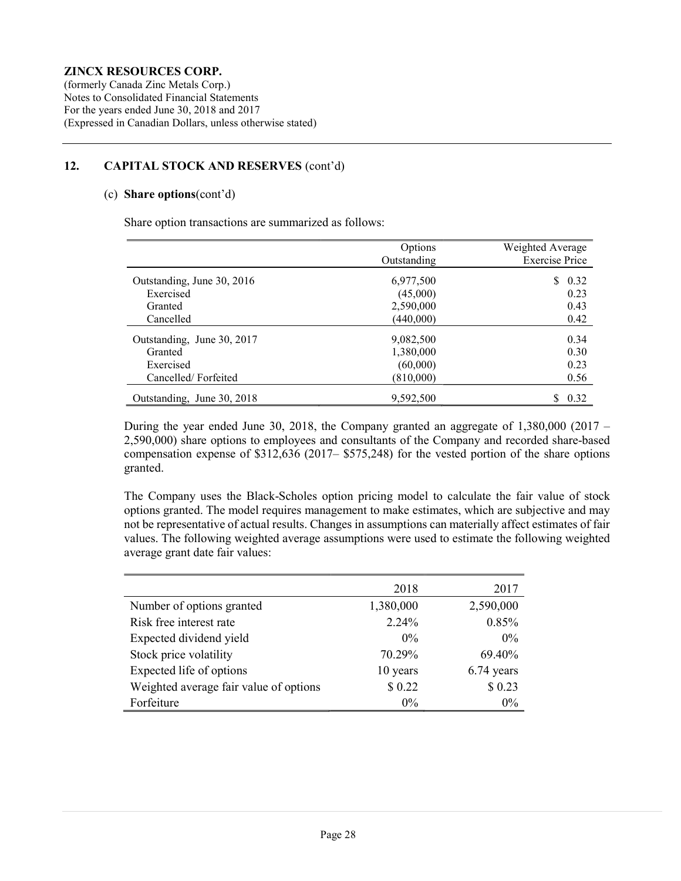**ZINCX RESOURCES CORP.**
(formerly Canada Zinc Metals Corp.)
Notes to Consolidated Financial Statements
For the years ended June 30, 2018 and 2017
(Expressed in Canadian Dollars, unless otherwise stated)

## 12. CAPITAL STOCK AND RESERVES (cont'd)

### (c) Share options(cont'd)

Share option transactions are summarized as follows:

| | Options Outstanding | Weighted Average Exercise Price |
|---|---|---|
| Outstanding, June 30, 2016 | 6,977,500 | $ 0.32 |
| Exercised | (45,000) | 0.23 |
| Granted | 2,590,000 | 0.43 |
| Cancelled | (440,000) | 0.42 |
| Outstanding, June 30, 2017 | 9,082,500 | 0.34 |
| Granted | 1,380,000 | 0.30 |
| Exercised | (60,000) | 0.23 |
| Cancelled/ Forfeited | (810,000) | 0.56 |
| Outstanding, June 30, 2018 | 9,592,500 | $ 0.32 |

During the year ended June 30, 2018, the Company granted an aggregate of 1,380,000 (2017 – 2,590,000) share options to employees and consultants of the Company and recorded share-based compensation expense of $312,636 (2017– $575,248) for the vested portion of the share options granted.

The Company uses the Black-Scholes option pricing model to calculate the fair value of stock options granted. The model requires management to make estimates, which are subjective and may not be representative of actual results. Changes in assumptions can materially affect estimates of fair values. The following weighted average assumptions were used to estimate the following weighted average grant date fair values:

| | 2018 | 2017 |
|---|---|---|
| Number of options granted | 1,380,000 | 2,590,000 |
| Risk free interest rate | 2.24% | 0.85% |
| Expected dividend yield | 0% | 0% |
| Stock price volatility | 70.29% | 69.40% |
| Expected life of options | 10 years | 6.74 years |
| Weighted average fair value of options | $ 0.22 | $ 0.23 |
| Forfeiture | 0% | 0% |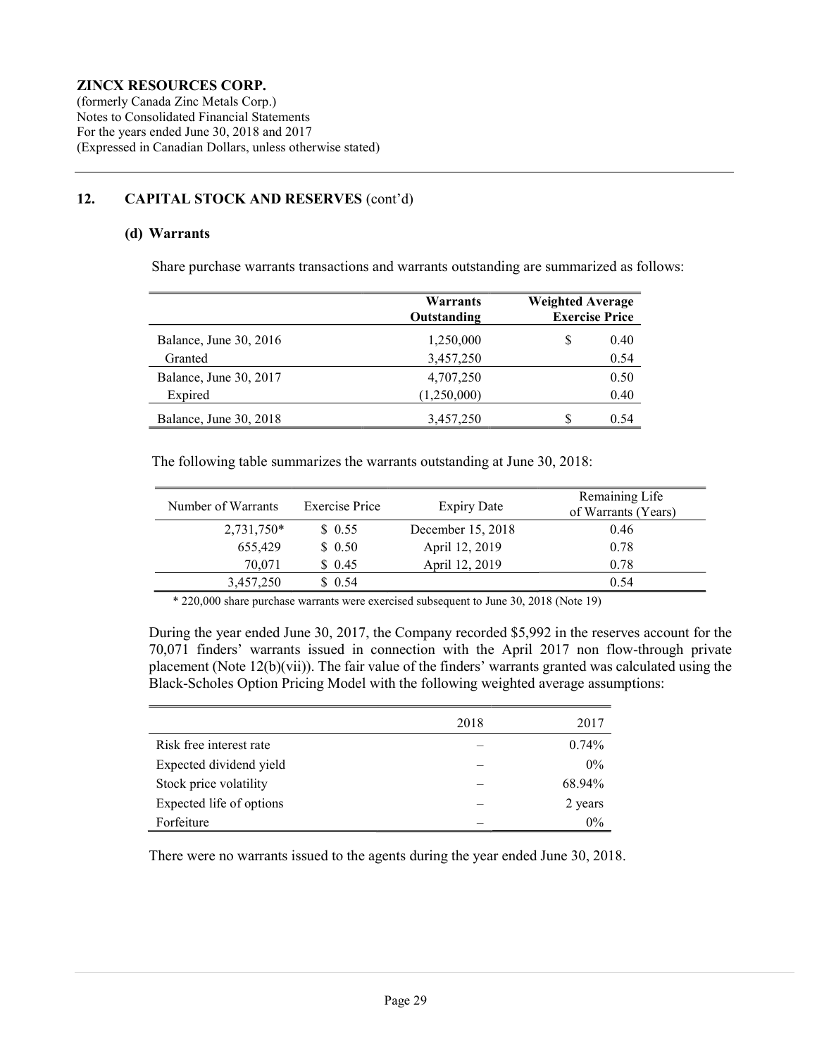**ZINCX RESOURCES CORP.**
(formerly Canada Zinc Metals Corp.)
Notes to Consolidated Financial Statements
For the years ended June 30, 2018 and 2017
(Expressed in Canadian Dollars, unless otherwise stated)

## 12. CAPITAL STOCK AND RESERVES (cont'd)

### (d) Warrants

Share purchase warrants transactions and warrants outstanding are summarized as follows:

| | Warrants Outstanding | Weighted Average Exercise Price |
|---|---|---|
| Balance, June 30, 2016 | 1,250,000 | $ 0.40 |
| Granted | 3,457,250 | 0.54 |
| Balance, June 30, 2017 | 4,707,250 | 0.50 |
| Expired | (1,250,000) | 0.40 |
| Balance, June 30, 2018 | 3,457,250 | $ 0.54 |

The following table summarizes the warrants outstanding at June 30, 2018:

| Number of Warrants | Exercise Price | Expiry Date | Remaining Life of Warrants (Years) |
|---|---|---|---|
| 2,731,750* | $ 0.55 | December 15, 2018 | 0.46 |
| 655,429 | $ 0.50 | April 12, 2019 | 0.78 |
| 70,071 | $ 0.45 | April 12, 2019 | 0.78 |
| 3,457,250 | $ 0.54 | | 0.54 |

\* 220,000 share purchase warrants were exercised subsequent to June 30, 2018 (Note 19)

During the year ended June 30, 2017, the Company recorded $5,992 in the reserves account for the 70,071 finders' warrants issued in connection with the April 2017 non flow-through private placement (Note 12(b)(vii)). The fair value of the finders' warrants granted was calculated using the Black-Scholes Option Pricing Model with the following weighted average assumptions:

| | 2018 | 2017 |
|---|---|---|
| Risk free interest rate | – | 0.74% |
| Expected dividend yield | – | 0% |
| Stock price volatility | – | 68.94% |
| Expected life of options | – | 2 years |
| Forfeiture | – | 0% |

There were no warrants issued to the agents during the year ended June 30, 2018.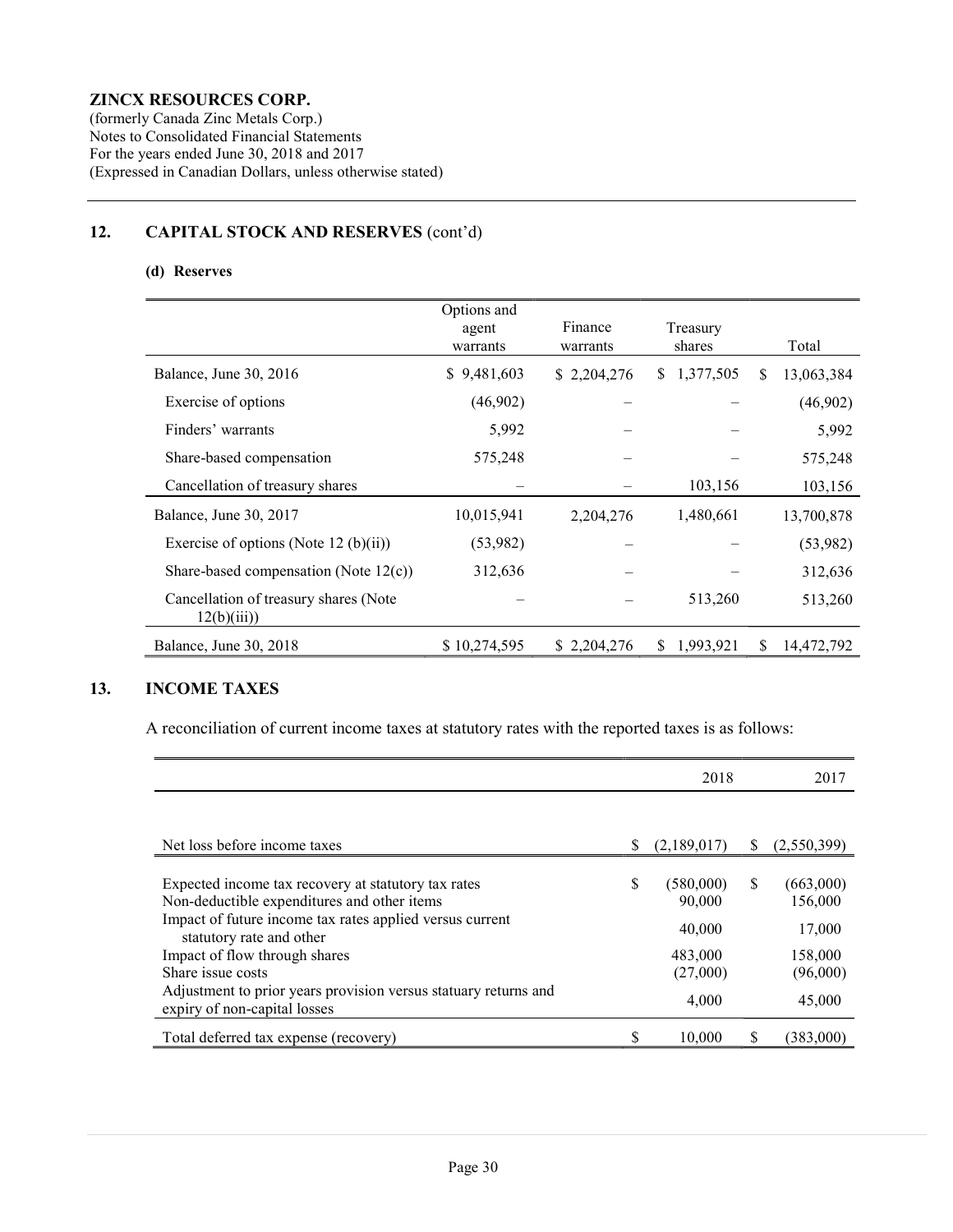**ZINCX RESOURCES CORP.**
(formerly Canada Zinc Metals Corp.)
Notes to Consolidated Financial Statements
For the years ended June 30, 2018 and 2017
(Expressed in Canadian Dollars, unless otherwise stated)

## 12. CAPITAL STOCK AND RESERVES (cont'd)

### (d) Reserves

| | Options and agent warrants | Finance warrants | Treasury shares | Total |
|---|---|---|---|---|
| Balance, June 30, 2016 | $ 9,481,603 | $ 2,204,276 | $ 1,377,505 | $ 13,063,384 |
| Exercise of options | (46,902) | – | – | (46,902) |
| Finders' warrants | 5,992 | – | – | 5,992 |
| Share-based compensation | 575,248 | – | – | 575,248 |
| Cancellation of treasury shares | – | – | 103,156 | 103,156 |
| Balance, June 30, 2017 | 10,015,941 | 2,204,276 | 1,480,661 | 13,700,878 |
| Exercise of options (Note 12 (b)(ii)) | (53,982) | – | – | (53,982) |
| Share-based compensation (Note 12(c)) | 312,636 | – | – | 312,636 |
| Cancellation of treasury shares (Note 12(b)(iii)) | – | – | 513,260 | 513,260 |
| Balance, June 30, 2018 | $ 10,274,595 | $ 2,204,276 | $ 1,993,921 | $ 14,472,792 |

## 13. INCOME TAXES

A reconciliation of current income taxes at statutory rates with the reported taxes is as follows:

| | 2018 | 2017 |
|---|---|---|
| Net loss before income taxes | $ (2,189,017) | $ (2,550,399) |
| Expected income tax recovery at statutory tax rates | $ (580,000) | $ (663,000) |
| Non-deductible expenditures and other items | 90,000 | 156,000 |
| Impact of future income tax rates applied versus current statutory rate and other | 40,000 | 17,000 |
| Impact of flow through shares | 483,000 | 158,000 |
| Share issue costs | (27,000) | (96,000) |
| Adjustment to prior years provision versus statuary returns and expiry of non-capital losses | 4,000 | 45,000 |
| Total deferred tax expense (recovery) | $ 10,000 | $ (383,000) |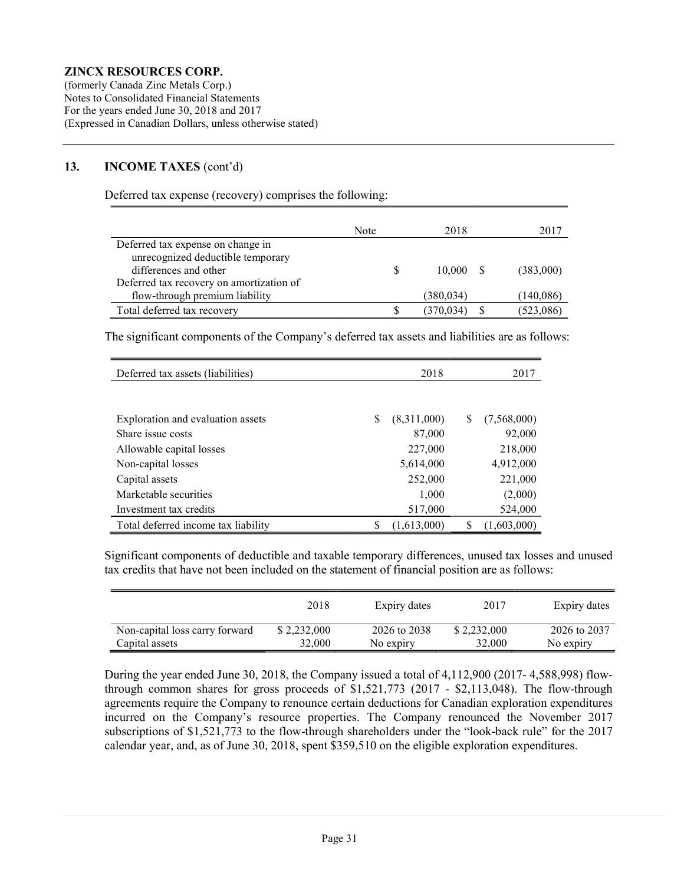**ZINCX RESOURCES CORP.**
(formerly Canada Zinc Metals Corp.)
Notes to Consolidated Financial Statements
For the years ended June 30, 2018 and 2017
(Expressed in Canadian Dollars, unless otherwise stated)

## 13. INCOME TAXES (cont'd)

Deferred tax expense (recovery) comprises the following:

| | Note | 2018 | 2017 |
|---|---|---|---|
| Deferred tax expense on change in unrecognized deductible temporary differences and other | | $ 10,000 | $ (383,000) |
| Deferred tax recovery on amortization of flow-through premium liability | | (380,034) | (140,086) |
| Total deferred tax recovery | | $ (370,034) | $ (523,086) |

The significant components of the Company's deferred tax assets and liabilities are as follows:

| Deferred tax assets (liabilities) | 2018 | 2017 |
|---|---|---|
| Exploration and evaluation assets | $ (8,311,000) | $ (7,568,000) |
| Share issue costs | 87,000 | 92,000 |
| Allowable capital losses | 227,000 | 218,000 |
| Non-capital losses | 5,614,000 | 4,912,000 |
| Capital assets | 252,000 | 221,000 |
| Marketable securities | 1,000 | (2,000) |
| Investment tax credits | 517,000 | 524,000 |
| Total deferred income tax liability | $ (1,613,000) | $ (1,603,000) |

Significant components of deductible and taxable temporary differences, unused tax losses and unused tax credits that have not been included on the statement of financial position are as follows:

| | 2018 | Expiry dates | 2017 | Expiry dates |
|---|---|---|---|---|
| Non-capital loss carry forward | $ 2,232,000 | 2026 to 2038 | $ 2,232,000 | 2026 to 2037 |
| Capital assets | 32,000 | No expiry | 32,000 | No expiry |

During the year ended June 30, 2018, the Company issued a total of 4,112,900 (2017- 4,588,998) flow-through common shares for gross proceeds of $1,521,773 (2017 - $2,113,048). The flow-through agreements require the Company to renounce certain deductions for Canadian exploration expenditures incurred on the Company's resource properties. The Company renounced the November 2017 subscriptions of $1,521,773 to the flow-through shareholders under the "look-back rule" for the 2017 calendar year, and, as of June 30, 2018, spent $359,510 on the eligible exploration expenditures.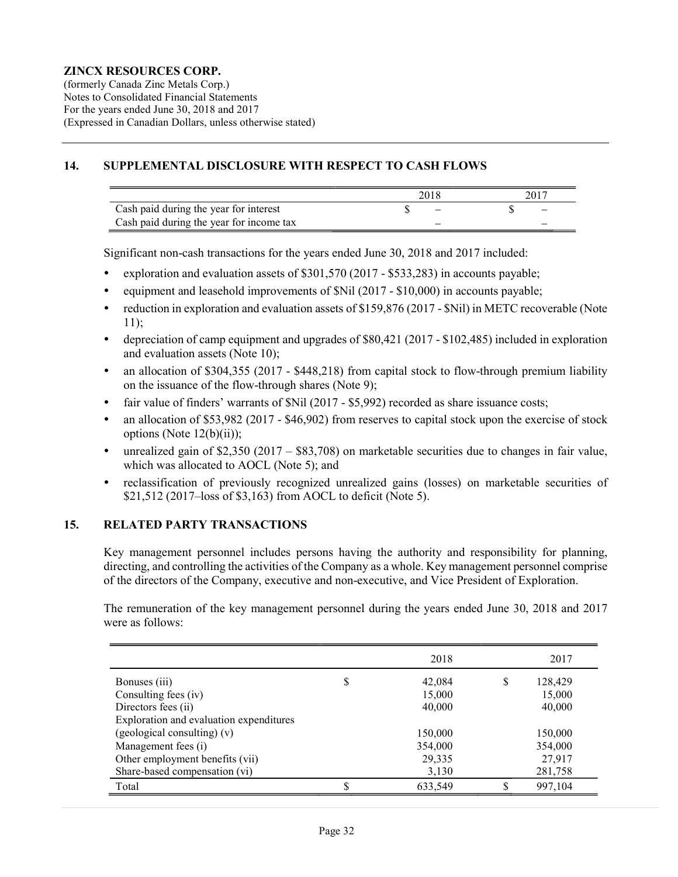**ZINCX RESOURCES CORP.**
(formerly Canada Zinc Metals Corp.)
Notes to Consolidated Financial Statements
For the years ended June 30, 2018 and 2017
(Expressed in Canadian Dollars, unless otherwise stated)

## 14. SUPPLEMENTAL DISCLOSURE WITH RESPECT TO CASH FLOWS

| | 2018 | 2017 |
|---|---|---|
| Cash paid during the year for interest | $ – | $ – |
| Cash paid during the year for income tax | – | – |

Significant non-cash transactions for the years ended June 30, 2018 and 2017 included:

- exploration and evaluation assets of $301,570 (2017 - $533,283) in accounts payable;
- equipment and leasehold improvements of $Nil (2017 - $10,000) in accounts payable;
- reduction in exploration and evaluation assets of $159,876 (2017 - $Nil) in METC recoverable (Note 11);
- depreciation of camp equipment and upgrades of $80,421 (2017 - $102,485) included in exploration and evaluation assets (Note 10);
- an allocation of $304,355 (2017 - $448,218) from capital stock to flow-through premium liability on the issuance of the flow-through shares (Note 9);
- fair value of finders' warrants of $Nil (2017 - $5,992) recorded as share issuance costs;
- an allocation of $53,982 (2017 - $46,902) from reserves to capital stock upon the exercise of stock options (Note 12(b)(ii));
- unrealized gain of $2,350 (2017 – $83,708) on marketable securities due to changes in fair value, which was allocated to AOCL (Note 5); and
- reclassification of previously recognized unrealized gains (losses) on marketable securities of $21,512 (2017–loss of $3,163) from AOCL to deficit (Note 5).

## 15. RELATED PARTY TRANSACTIONS

Key management personnel includes persons having the authority and responsibility for planning, directing, and controlling the activities of the Company as a whole. Key management personnel comprise of the directors of the Company, executive and non-executive, and Vice President of Exploration.

The remuneration of the key management personnel during the years ended June 30, 2018 and 2017 were as follows:

| | 2018 | 2017 |
|---|---|---|
| Bonuses (iii) | $ 42,084 | $ 128,429 |
| Consulting fees (iv) | 15,000 | 15,000 |
| Directors fees (ii) | 40,000 | 40,000 |
| Exploration and evaluation expenditures (geological consulting) (v) | 150,000 | 150,000 |
| Management fees (i) | 354,000 | 354,000 |
| Other employment benefits (vii) | 29,335 | 27,917 |
| Share-based compensation (vi) | 3,130 | 281,758 |
| Total | $ 633,549 | $ 997,104 |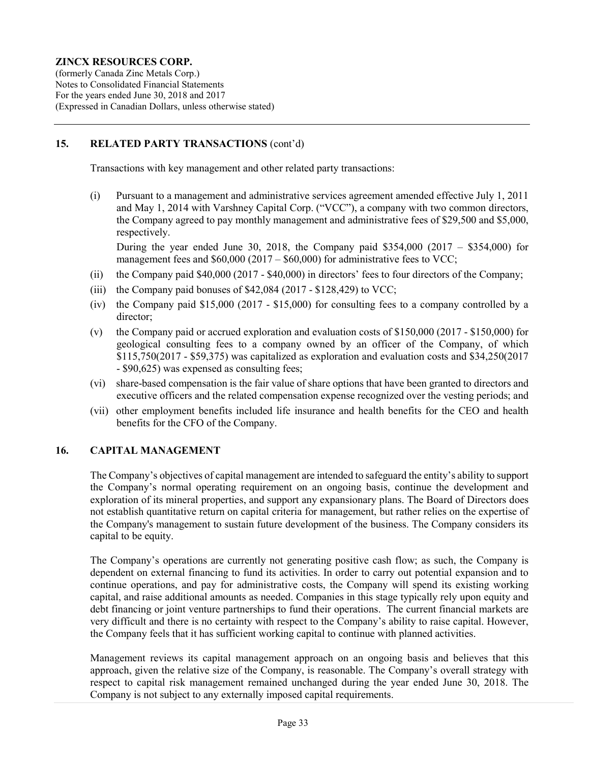## 15. RELATED PARTY TRANSACTIONS (cont'd)

Transactions with key management and other related party transactions:

(i) Pursuant to a management and administrative services agreement amended effective July 1, 2011 and May 1, 2014 with Varshney Capital Corp. ("VCC"), a company with two common directors, the Company agreed to pay monthly management and administrative fees of $29,500 and $5,000, respectively.

During the year ended June 30, 2018, the Company paid $354,000 (2017 – $354,000) for management fees and $60,000 (2017 – $60,000) for administrative fees to VCC;

(ii) the Company paid $40,000 (2017 - $40,000) in directors' fees to four directors of the Company;

(iii) the Company paid bonuses of $42,084 (2017 - $128,429) to VCC;

(iv) the Company paid $15,000 (2017 - $15,000) for consulting fees to a company controlled by a director;

(v) the Company paid or accrued exploration and evaluation costs of $150,000 (2017 - $150,000) for geological consulting fees to a company owned by an officer of the Company, of which $115,750(2017 - $59,375) was capitalized as exploration and evaluation costs and $34,250(2017 - $90,625) was expensed as consulting fees;

(vi) share-based compensation is the fair value of share options that have been granted to directors and executive officers and the related compensation expense recognized over the vesting periods; and

(vii) other employment benefits included life insurance and health benefits for the CEO and health benefits for the CFO of the Company.

## 16. CAPITAL MANAGEMENT

The Company's objectives of capital management are intended to safeguard the entity's ability to support the Company's normal operating requirement on an ongoing basis, continue the development and exploration of its mineral properties, and support any expansionary plans. The Board of Directors does not establish quantitative return on capital criteria for management, but rather relies on the expertise of the Company's management to sustain future development of the business. The Company considers its capital to be equity.

The Company's operations are currently not generating positive cash flow; as such, the Company is dependent on external financing to fund its activities. In order to carry out potential expansion and to continue operations, and pay for administrative costs, the Company will spend its existing working capital, and raise additional amounts as needed. Companies in this stage typically rely upon equity and debt financing or joint venture partnerships to fund their operations. The current financial markets are very difficult and there is no certainty with respect to the Company's ability to raise capital. However, the Company feels that it has sufficient working capital to continue with planned activities.

Management reviews its capital management approach on an ongoing basis and believes that this approach, given the relative size of the Company, is reasonable. The Company's overall strategy with respect to capital risk management remained unchanged during the year ended June 30, 2018. The Company is not subject to any externally imposed capital requirements.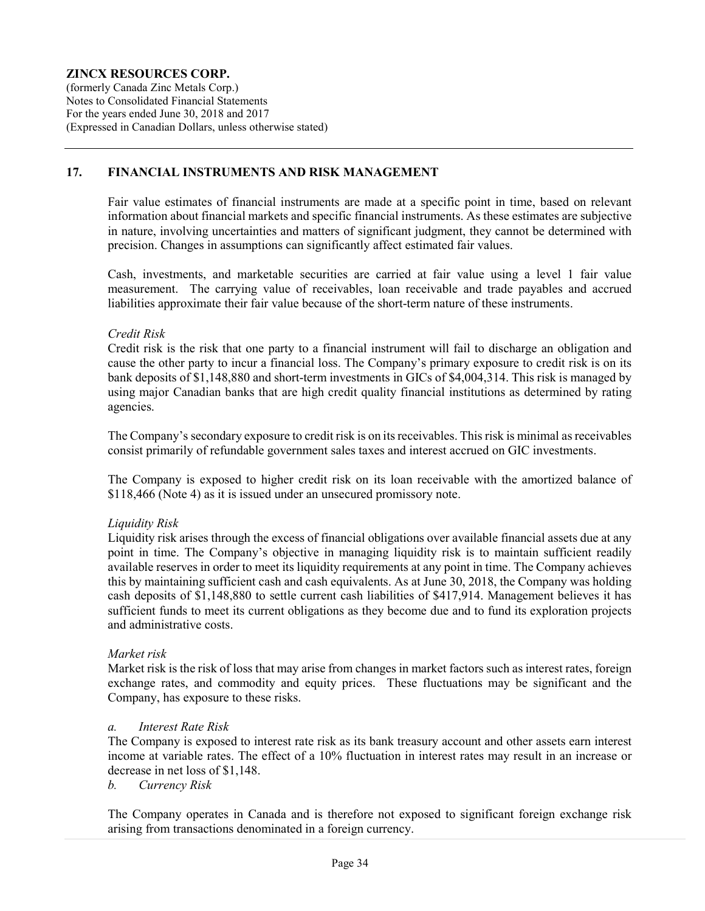**ZINCX RESOURCES CORP.**
(formerly Canada Zinc Metals Corp.)
Notes to Consolidated Financial Statements
For the years ended June 30, 2018 and 2017
(Expressed in Canadian Dollars, unless otherwise stated)

## 17. FINANCIAL INSTRUMENTS AND RISK MANAGEMENT

Fair value estimates of financial instruments are made at a specific point in time, based on relevant information about financial markets and specific financial instruments. As these estimates are subjective in nature, involving uncertainties and matters of significant judgment, they cannot be determined with precision. Changes in assumptions can significantly affect estimated fair values.

Cash, investments, and marketable securities are carried at fair value using a level 1 fair value measurement. The carrying value of receivables, loan receivable and trade payables and accrued liabilities approximate their fair value because of the short-term nature of these instruments.

*Credit Risk*
Credit risk is the risk that one party to a financial instrument will fail to discharge an obligation and cause the other party to incur a financial loss. The Company's primary exposure to credit risk is on its bank deposits of $1,148,880 and short-term investments in GICs of $4,004,314. This risk is managed by using major Canadian banks that are high credit quality financial institutions as determined by rating agencies.

The Company's secondary exposure to credit risk is on its receivables. This risk is minimal as receivables consist primarily of refundable government sales taxes and interest accrued on GIC investments.

The Company is exposed to higher credit risk on its loan receivable with the amortized balance of $118,466 (Note 4) as it is issued under an unsecured promissory note.

*Liquidity Risk*
Liquidity risk arises through the excess of financial obligations over available financial assets due at any point in time. The Company's objective in managing liquidity risk is to maintain sufficient readily available reserves in order to meet its liquidity requirements at any point in time. The Company achieves this by maintaining sufficient cash and cash equivalents. As at June 30, 2018, the Company was holding cash deposits of $1,148,880 to settle current cash liabilities of $417,914. Management believes it has sufficient funds to meet its current obligations as they become due and to fund its exploration projects and administrative costs.

*Market risk*
Market risk is the risk of loss that may arise from changes in market factors such as interest rates, foreign exchange rates, and commodity and equity prices. These fluctuations may be significant and the Company, has exposure to these risks.

*a. Interest Rate Risk*
The Company is exposed to interest rate risk as its bank treasury account and other assets earn interest income at variable rates. The effect of a 10% fluctuation in interest rates may result in an increase or decrease in net loss of $1,148.

*b. Currency Risk*

The Company operates in Canada and is therefore not exposed to significant foreign exchange risk arising from transactions denominated in a foreign currency.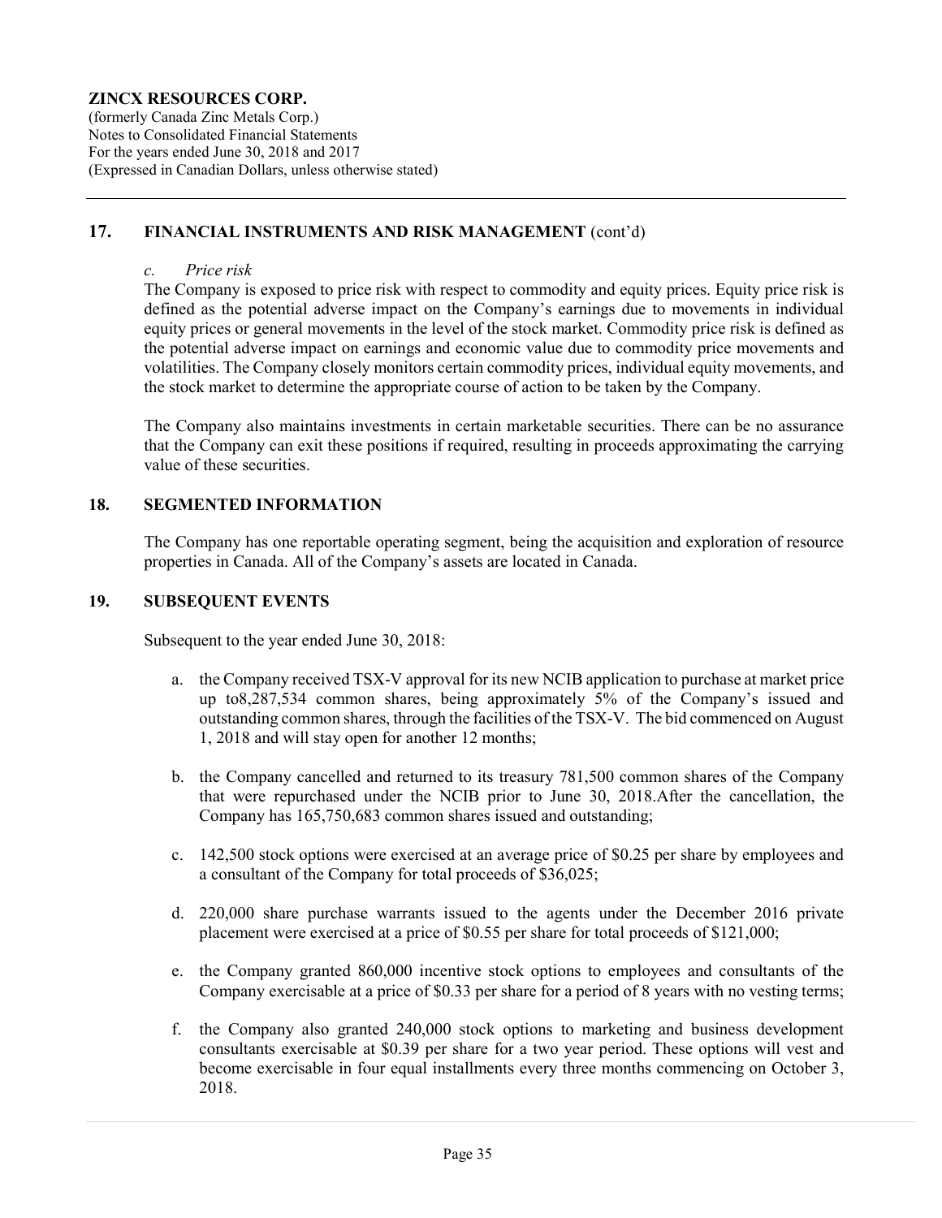## 17. FINANCIAL INSTRUMENTS AND RISK MANAGEMENT (cont'd)

### *c. Price risk*

The Company is exposed to price risk with respect to commodity and equity prices. Equity price risk is defined as the potential adverse impact on the Company's earnings due to movements in individual equity prices or general movements in the level of the stock market. Commodity price risk is defined as the potential adverse impact on earnings and economic value due to commodity price movements and volatilities. The Company closely monitors certain commodity prices, individual equity movements, and the stock market to determine the appropriate course of action to be taken by the Company.

The Company also maintains investments in certain marketable securities. There can be no assurance that the Company can exit these positions if required, resulting in proceeds approximating the carrying value of these securities.

## 18. SEGMENTED INFORMATION

The Company has one reportable operating segment, being the acquisition and exploration of resource properties in Canada. All of the Company's assets are located in Canada.

## 19. SUBSEQUENT EVENTS

Subsequent to the year ended June 30, 2018:

a. the Company received TSX-V approval for its new NCIB application to purchase at market price up to8,287,534 common shares, being approximately 5% of the Company's issued and outstanding common shares, through the facilities of the TSX-V. The bid commenced on August 1, 2018 and will stay open for another 12 months;

b. the Company cancelled and returned to its treasury 781,500 common shares of the Company that were repurchased under the NCIB prior to June 30, 2018.After the cancellation, the Company has 165,750,683 common shares issued and outstanding;

c. 142,500 stock options were exercised at an average price of $0.25 per share by employees and a consultant of the Company for total proceeds of $36,025;

d. 220,000 share purchase warrants issued to the agents under the December 2016 private placement were exercised at a price of $0.55 per share for total proceeds of $121,000;

e. the Company granted 860,000 incentive stock options to employees and consultants of the Company exercisable at a price of $0.33 per share for a period of 8 years with no vesting terms;

f. the Company also granted 240,000 stock options to marketing and business development consultants exercisable at $0.39 per share for a two year period. These options will vest and become exercisable in four equal installments every three months commencing on October 3, 2018.